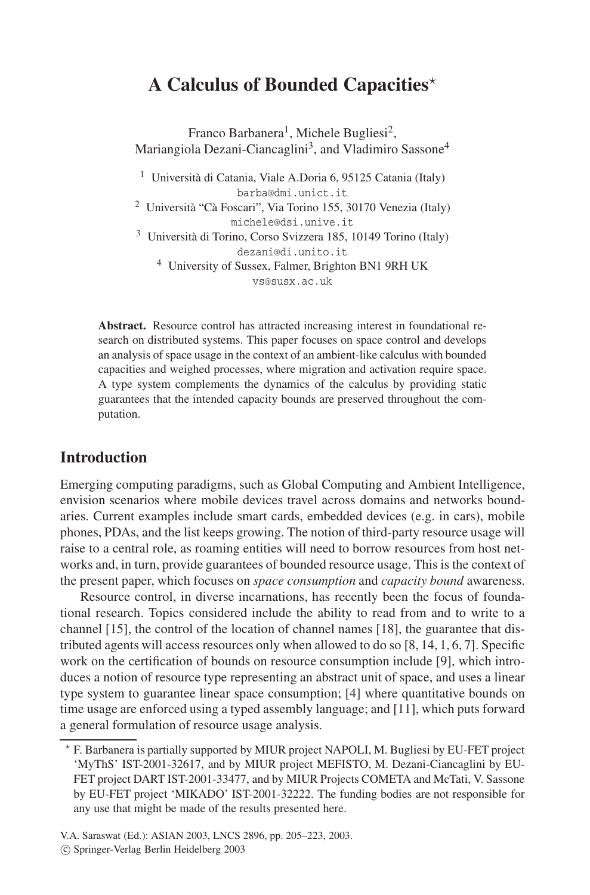# A Calculus of Bounded Capacities*

Franco Barbanera[1], Michele Bugliesi[2], Mariangiola Dezani-Ciancaglini[3], and Vladimiro Sassone[4]

[1] Università di Catania, Viale A.Doria 6, 95125 Catania (Italy)
barba@dmi.unict.it

[2] Università "Cà Foscari", Via Torino 155, 30170 Venezia (Italy)
michele@dsi.unive.it

[3] Università di Torino, Corso Svizzera 185, 10149 Torino (Italy)
dezani@di.unito.it

[4] University of Sussex, Falmer, Brighton BN1 9RH UK
vs@susx.ac.uk

**Abstract.** Resource control has attracted increasing interest in foundational research on distributed systems. This paper focuses on space control and develops an analysis of space usage in the context of an ambient-like calculus with bounded capacities and weighed processes, where migration and activation require space. A type system complements the dynamics of the calculus by providing static guarantees that the intended capacity bounds are preserved throughout the computation.

## Introduction

Emerging computing paradigms, such as Global Computing and Ambient Intelligence, envision scenarios where mobile devices travel across domains and networks boundaries. Current examples include smart cards, embedded devices (e.g. in cars), mobile phones, PDAs, and the list keeps growing. The notion of third-party resource usage will raise to a central role, as roaming entities will need to borrow resources from host networks and, in turn, provide guarantees of bounded resource usage. This is the context of the present paper, which focuses on *space consumption* and *capacity bound* awareness.

Resource control, in diverse incarnations, has recently been the focus of foundational research. Topics considered include the ability to read from and to write to a channel [15], the control of the location of channel names [18], the guarantee that distributed agents will access resources only when allowed to do so [8, 14, 1, 6, 7]. Specific work on the certification of bounds on resource consumption include [9], which introduces a notion of resource type representing an abstract unit of space, and uses a linear type system to guarantee linear space consumption; [4] where quantitative bounds on time usage are enforced using a typed assembly language; and [11], which puts forward a general formulation of resource usage analysis.

* F. Barbanera is partially supported by MIUR project NAPOLI, M. Bugliesi by EU-FET project 'MyThS' IST-2001-32617, and by MIUR project MEFISTO, M. Dezani-Ciancaglini by EU-FET project DART IST-2001-33477, and by MIUR Projects COMETA and McTati, V. Sassone by EU-FET project 'MIKADO' IST-2001-32222. The funding bodies are not responsible for any use that might be made of the results presented here.

V.A. Saraswat (Ed.): ASIAN 2003, LNCS 2896, pp. 205–223, 2003.
© Springer-Verlag Berlin Heidelberg 2003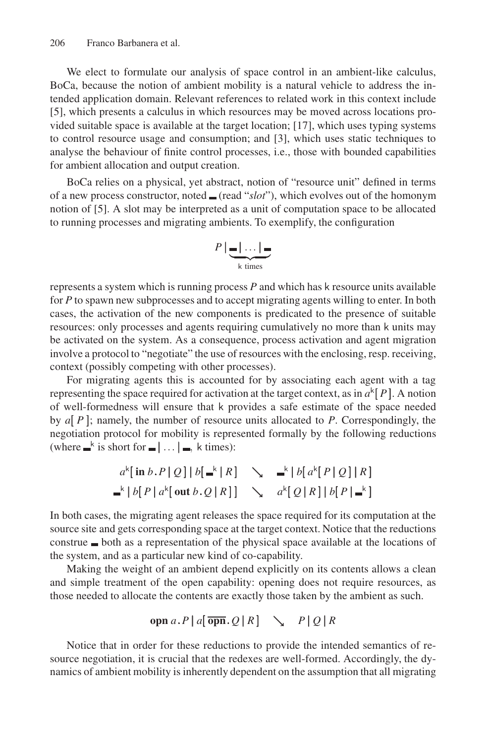We elect to formulate our analysis of space control in an ambient-like calculus, BoCa, because the notion of ambient mobility is a natural vehicle to address the intended application domain. Relevant references to related work in this context include [5], which presents a calculus in which resources may be moved across locations provided suitable space is available at the target location; [17], which uses typing systems to control resource usage and consumption; and [3], which uses static techniques to analyse the behaviour of finite control processes, i.e., those with bounded capabilities for ambient allocation and output creation.

BoCa relies on a physical, yet abstract, notion of "resource unit" defined in terms of a new process constructor, noted $\blacksquare$ (read "*slot*"), which evolves out of the homonym notion of [5]. A slot may be interpreted as a unit of computation space to be allocated to running processes and migrating ambients. To exemplify, the configuration

$$P \mid \underbrace{\blacksquare \mid \ldots \mid \blacksquare}_{\mathsf{k}\ \text{times}}$$

represents a system which is running process $P$ and which has $\mathsf{k}$ resource units available for $P$ to spawn new subprocesses and to accept migrating agents willing to enter. In both cases, the activation of the new components is predicated to the presence of suitable resources: only processes and agents requiring cumulatively no more than $\mathsf{k}$ units may be activated on the system. As a consequence, process activation and agent migration involve a protocol to "negotiate" the use of resources with the enclosing, resp. receiving, context (possibly competing with other processes).

For migrating agents this is accounted for by associating each agent with a tag representing the space required for activation at the target context, as in $a^{\mathsf{k}}[\, P \,]$. A notion of well-formedness will ensure that $\mathsf{k}$ provides a safe estimate of the space needed by $a[\, P \,]$; namely, the number of resource units allocated to $P$. Correspondingly, the negotiation protocol for mobility is represented formally by the following reductions (where $\blacksquare^{\mathsf{k}}$ is short for $\blacksquare \mid \ldots \mid \blacksquare$, $\mathsf{k}$ times):

$$a^{\mathsf{k}}[\, \mathbf{in}\, b . P \mid Q \,] \mid b[\, \blacksquare^{\mathsf{k}} \mid R \,] \quad \searrow \quad \blacksquare^{\mathsf{k}} \mid b[\, a^{\mathsf{k}}[\, P \mid Q \,] \mid R \,]$$

$$\blacksquare^{\mathsf{k}} \mid b[\, P \mid a^{\mathsf{k}}[\, \mathbf{out}\, b . Q \mid R \,] \,] \quad \searrow \quad a^{\mathsf{k}}[\, Q \mid R \,] \mid b[\, P \mid \blacksquare^{\mathsf{k}} \,]$$

In both cases, the migrating agent releases the space required for its computation at the source site and gets corresponding space at the target context. Notice that the reductions construe $\blacksquare$ both as a representation of the physical space available at the locations of the system, and as a particular new kind of co-capability.

Making the weight of an ambient depend explicitly on its contents allows a clean and simple treatment of the open capability: opening does not require resources, as those needed to allocate the contents are exactly those taken by the ambient as such.

$$\mathbf{opn}\, a . P \mid a[\, \overline{\mathbf{opn}} . Q \mid R \,] \quad \searrow \quad P \mid Q \mid R$$

Notice that in order for these reductions to provide the intended semantics of resource negotiation, it is crucial that the redexes are well-formed. Accordingly, the dynamics of ambient mobility is inherently dependent on the assumption that all migrating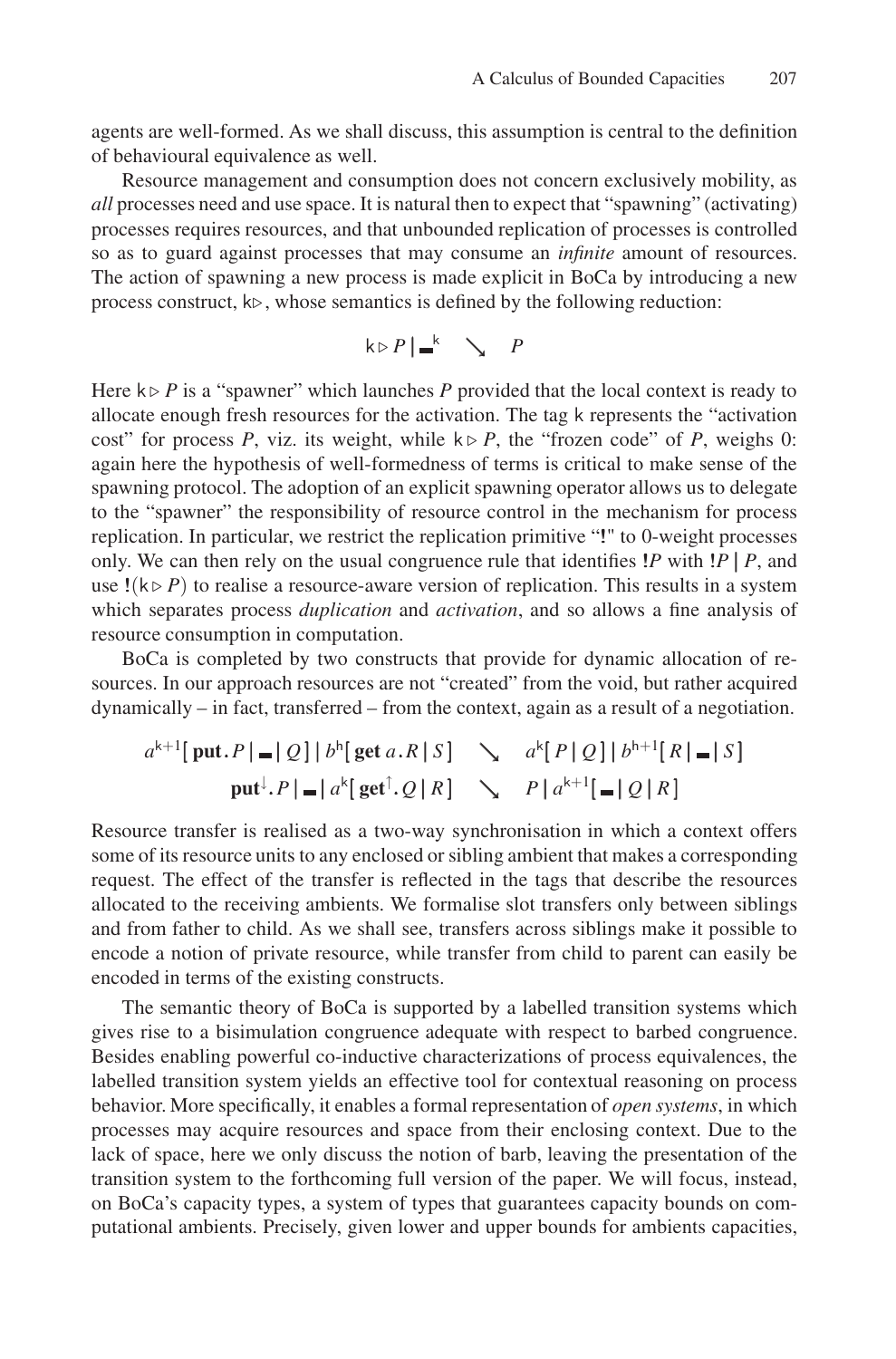agents are well-formed. As we shall discuss, this assumption is central to the definition of behavioural equivalence as well.

Resource management and consumption does not concern exclusively mobility, as *all* processes need and use space. It is natural then to expect that "spawning" (activating) processes requires resources, and that unbounded replication of processes is controlled so as to guard against processes that may consume an *infinite* amount of resources. The action of spawning a new process is made explicit in BoCa by introducing a new process construct, $\mathsf{k}\triangleright$, whose semantics is defined by the following reduction:

$$\mathsf{k} \triangleright P \mid \blacksquare^{\mathsf{k}} \quad \searrow \quad P$$

Here $\mathsf{k} \triangleright P$ is a "spawner" which launches $P$ provided that the local context is ready to allocate enough fresh resources for the activation. The tag $\mathsf{k}$ represents the "activation cost" for process $P$, viz. its weight, while $\mathsf{k} \triangleright P$, the "frozen code" of $P$, weighs 0: again here the hypothesis of well-formedness of terms is critical to make sense of the spawning protocol. The adoption of an explicit spawning operator allows us to delegate to the "spawner" the responsibility of resource control in the mechanism for process replication. In particular, we restrict the replication primitive "**!**" to 0-weight processes only. We can then rely on the usual congruence rule that identifies $!P$ with $!P \mid P$, and use $!(\mathsf{k} \triangleright P)$ to realise a resource-aware version of replication. This results in a system which separates process *duplication* and *activation*, and so allows a fine analysis of resource consumption in computation.

BoCa is completed by two constructs that provide for dynamic allocation of resources. In our approach resources are not "created" from the void, but rather acquired dynamically – in fact, transferred – from the context, again as a result of a negotiation.

$$a^{\mathsf{k}+1}[\,\mathbf{put}.P \mid \blacksquare \mid Q\,] \mid b^{\mathsf{h}}[\,\mathbf{get}\ a.R \mid S\,] \quad \searrow \quad a^{\mathsf{k}}[\,P \mid Q\,] \mid b^{\mathsf{h}+1}[\,R \mid \blacksquare \mid S\,]$$

$$\mathbf{put}^{\downarrow}.P \mid \blacksquare \mid a^{\mathsf{k}}[\,\mathbf{get}^{\uparrow}.Q \mid R\,] \quad \searrow \quad P \mid a^{\mathsf{k}+1}[\,\blacksquare \mid Q \mid R\,]$$

Resource transfer is realised as a two-way synchronisation in which a context offers some of its resource units to any enclosed or sibling ambient that makes a corresponding request. The effect of the transfer is reflected in the tags that describe the resources allocated to the receiving ambients. We formalise slot transfers only between siblings and from father to child. As we shall see, transfers across siblings make it possible to encode a notion of private resource, while transfer from child to parent can easily be encoded in terms of the existing constructs.

The semantic theory of BoCa is supported by a labelled transition systems which gives rise to a bisimulation congruence adequate with respect to barbed congruence. Besides enabling powerful co-inductive characterizations of process equivalences, the labelled transition system yields an effective tool for contextual reasoning on process behavior. More specifically, it enables a formal representation of *open systems*, in which processes may acquire resources and space from their enclosing context. Due to the lack of space, here we only discuss the notion of barb, leaving the presentation of the transition system to the forthcoming full version of the paper. We will focus, instead, on BoCa's capacity types, a system of types that guarantees capacity bounds on computational ambients. Precisely, given lower and upper bounds for ambients capacities,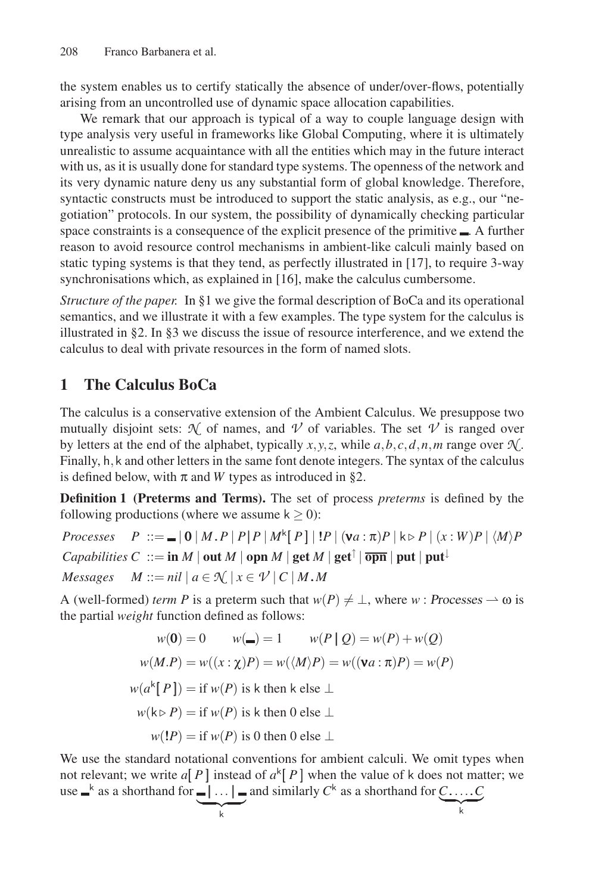the system enables us to certify statically the absence of under/over-flows, potentially arising from an uncontrolled use of dynamic space allocation capabilities.

We remark that our approach is typical of a way to couple language design with type analysis very useful in frameworks like Global Computing, where it is ultimately unrealistic to assume acquaintance with all the entities which may in the future interact with us, as it is usually done for standard type systems. The openness of the network and its very dynamic nature deny us any substantial form of global knowledge. Therefore, syntactic constructs must be introduced to support the static analysis, as e.g., our "negotiation" protocols. In our system, the possibility of dynamically checking particular space constraints is a consequence of the explicit presence of the primitive $\blacksquare$. A further reason to avoid resource control mechanisms in ambient-like calculi mainly based on static typing systems is that they tend, as perfectly illustrated in [17], to require 3-way synchronisations which, as explained in [16], make the calculus cumbersome.

*Structure of the paper.* In §1 we give the formal description of BoCa and its operational semantics, and we illustrate it with a few examples. The type system for the calculus is illustrated in §2. In §3 we discuss the issue of resource interference, and we extend the calculus to deal with private resources in the form of named slots.

# 1 The Calculus BoCa

The calculus is a conservative extension of the Ambient Calculus. We presuppose two mutually disjoint sets: $\mathcal{N}$ of names, and $\mathcal{V}$ of variables. The set $\mathcal{V}$ is ranged over by letters at the end of the alphabet, typically $x, y, z$, while $a, b, c, d, n, m$ range over $\mathcal{N}$. Finally, $\mathsf{h}, \mathsf{k}$ and other letters in the same font denote integers. The syntax of the calculus is defined below, with $\pi$ and $W$ types as introduced in §2.

**Definition 1 (Preterms and Terms).** The set of process *preterms* is defined by the following productions (where we assume $\mathsf{k} \geq 0$):

$$
\begin{array}{lll}
\textit{Processes} & P & ::= \blacksquare \mid \mathbf{0} \mid M.P \mid P|P \mid M^{\mathsf{k}}[\,P\,] \mid !P \mid (\nu a:\pi)P \mid \mathsf{k} \triangleright P \mid (x:W)P \mid \langle M \rangle P \\
\textit{Capabilities} & C & ::= \mathbf{in}\ M \mid \mathbf{out}\ M \mid \mathbf{opn}\ M \mid \mathbf{get}\ M \mid \mathbf{get}^{\uparrow} \mid \overline{\mathbf{opn}} \mid \mathbf{put} \mid \mathbf{put}^{\downarrow} \\
\textit{Messages} & M & ::= nil \mid a \in \mathcal{N} \mid x \in \mathcal{V} \mid C \mid M.M
\end{array}
$$

A (well-formed) *term* $P$ is a preterm such that $w(P) \neq \bot$, where $w : \mathit{Processes} \rightharpoonup \omega$ is the partial *weight* function defined as follows:

$$
\begin{array}{c}
w(\mathbf{0}) = 0 \qquad w(\blacksquare) = 1 \qquad w(P \,|\, Q) = w(P) + w(Q) \\
w(M.P) = w((x:\chi)P) = w(\langle M \rangle P) = w((\nu a:\pi)P) = w(P) \\
w(a^{\mathsf{k}}[\,P\,]) = \text{if } w(P) \text{ is } \mathsf{k} \text{ then } \mathsf{k} \text{ else } \bot \\
w(\mathsf{k} \triangleright P) = \text{if } w(P) \text{ is } \mathsf{k} \text{ then } 0 \text{ else } \bot \\
w(!P) = \text{if } w(P) \text{ is } 0 \text{ then } 0 \text{ else } \bot
\end{array}
$$

We use the standard notational conventions for ambient calculi. We omit types when not relevant; we write $a[\,P\,]$ instead of $a^{\mathsf{k}}[\,P\,]$ when the value of $\mathsf{k}$ does not matter; we use $\blacksquare^{\mathsf{k}}$ as a shorthand for $\underbrace{\blacksquare \,|\, \ldots \,|\, \blacksquare}_{\mathsf{k}}$ and similarly $C^{\mathsf{k}}$ as a shorthand for $\underbrace{C.\ldots.C}_{\mathsf{k}}$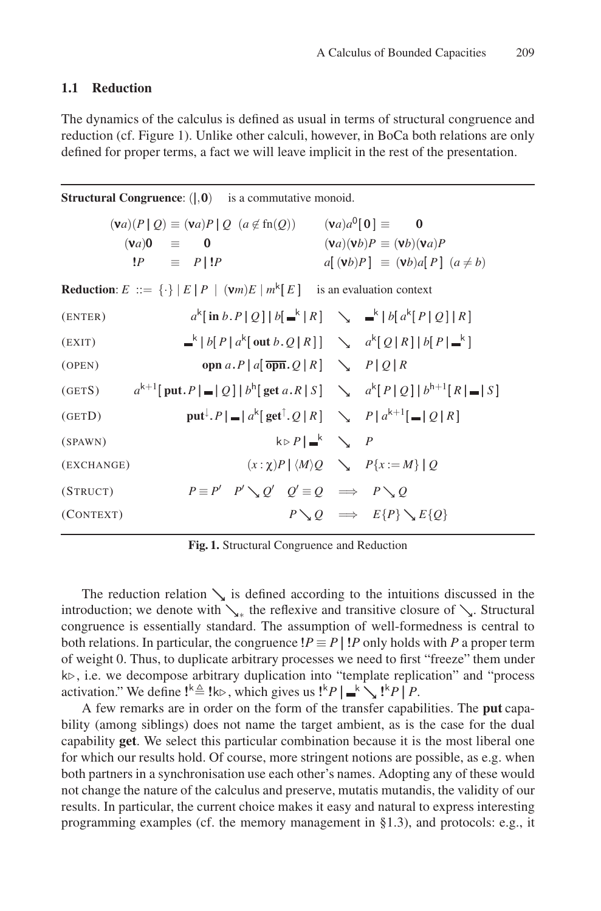### 1.1 Reduction

The dynamics of the calculus is defined as usual in terms of structural congruence and reduction (cf. Figure 1). Unlike other calculi, however, in BoCa both relations are only defined for proper terms, a fact we will leave implicit in the rest of the presentation.

---

**Structural Congruence**: $(|, \mathbf{0})$ is a commutative monoid.

$$(\nu a)(P \,|\, Q) \equiv (\nu a)P \,|\, Q \quad (a \notin \text{fn}(Q)) \qquad (\nu a)a^0[\,\mathbf{0}\,] \equiv \mathbf{0}$$

$$(\nu a)\mathbf{0} \equiv \mathbf{0} \qquad (\nu a)(\nu b)P \equiv (\nu b)(\nu a)P$$

$$!P \equiv P \,|\, !P \qquad a[\,(\nu b)P\,] \equiv (\nu b)a[\,P\,] \quad (a \neq b)$$

**Reduction**: $E ::= \{\cdot\} \mid E \,|\, P \mid (\nu m)E \mid m^{\mathsf{k}}[\,E\,]$ is an evaluation context

(ENTER) $\quad a^{\mathsf{k}}[\,\mathbf{in}\, b.P \,|\, Q\,] \,|\, b[\,\blacksquare^{\mathsf{k}} \,|\, R\,] \searrow \blacksquare^{\mathsf{k}} \,|\, b[\,a^{\mathsf{k}}[\,P \,|\, Q\,] \,|\, R\,]$

(EXIT) $\quad \blacksquare^{\mathsf{k}} \,|\, b[\,P \,|\, a^{\mathsf{k}}[\,\mathbf{out}\, b.Q \,|\, R\,]\,] \searrow a^{\mathsf{k}}[\,Q \,|\, R\,] \,|\, b[\,P \,|\, \blacksquare^{\mathsf{k}}\,]$

(OPEN) $\quad \mathbf{opn}\, a.P \,|\, a[\,\overline{\mathbf{opn}}.Q \,|\, R\,] \searrow P \,|\, Q \,|\, R$

(GETS) $\quad a^{\mathsf{k}+1}[\,\mathbf{put}.P \,|\, \blacksquare \,|\, Q\,] \,|\, b^{\mathsf{h}}[\,\mathbf{get}\, a.R \,|\, S\,] \searrow a^{\mathsf{k}}[\,P \,|\, Q\,] \,|\, b^{\mathsf{h}+1}[\,R \,|\, \blacksquare \,|\, S\,]$

(GETD) $\quad \mathbf{put}^{\downarrow}.P \,|\, \blacksquare \,|\, a^{\mathsf{k}}[\,\mathbf{get}^{\uparrow}.Q \,|\, R\,] \searrow P \,|\, a^{\mathsf{k}+1}[\,\blacksquare \,|\, Q \,|\, R\,]$

(SPAWN) $\quad \mathsf{k} \rhd P \,|\, \blacksquare^{\mathsf{k}} \searrow P$

(EXCHANGE) $\quad (x:\chi)P \,|\, \langle M \rangle Q \searrow P\{x := M\} \,|\, Q$

(STRUCT) $\quad P \equiv P' \quad P' \searrow Q' \quad Q' \equiv Q \implies P \searrow Q$

(CONTEXT) $\quad P \searrow Q \implies E\{P\} \searrow E\{Q\}$

---

**Fig. 1.** Structural Congruence and Reduction

The reduction relation $\searrow$ is defined according to the intuitions discussed in the introduction; we denote with $\searrow_*$ the reflexive and transitive closure of $\searrow$. Structural congruence is essentially standard. The assumption of well-formedness is central to both relations. In particular, the congruence $!P \equiv P \,|\, !P$ only holds with $P$ a proper term of weight 0. Thus, to duplicate arbitrary processes we need to first "freeze" them under $\mathsf{k}\rhd$, i.e. we decompose arbitrary duplication into "template replication" and "process activation." We define $!^{\mathsf{k}} \triangleq \,!\mathsf{k}\rhd$, which gives us $!^{\mathsf{k}}P \,|\, \blacksquare^{\mathsf{k}} \searrow \,!^{\mathsf{k}}P \,|\, P$.

A few remarks are in order on the form of the transfer capabilities. The **put** capability (among siblings) does not name the target ambient, as is the case for the dual capability **get**. We select this particular combination because it is the most liberal one for which our results hold. Of course, more stringent notions are possible, as e.g. when both partners in a synchronisation use each other's names. Adopting any of these would not change the nature of the calculus and preserve, mutatis mutandis, the validity of our results. In particular, the current choice makes it easy and natural to express interesting programming examples (cf. the memory management in §1.3), and protocols: e.g., it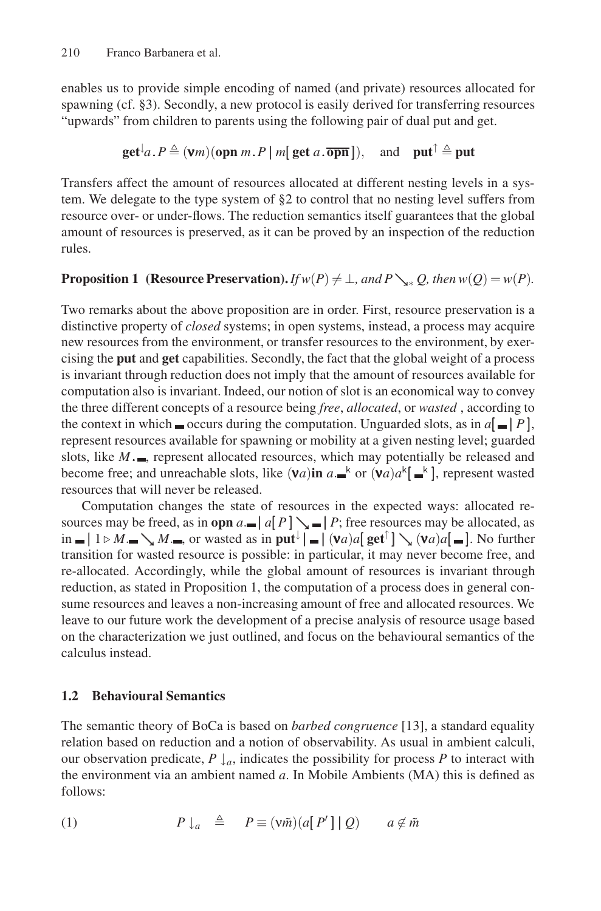enables us to provide simple encoding of named (and private) resources allocated for spawning (cf. §3). Secondly, a new protocol is easily derived for transferring resources "upwards" from children to parents using the following pair of dual put and get.

$$\mathbf{get}^{\downarrow}a\,.\,P \triangleq (\boldsymbol{\nu} m)(\mathbf{opn}\; m\,.\,P \mid m[\, \mathbf{get}\; a\,.\,\overline{\mathbf{opn}}\,]), \quad \text{and} \quad \mathbf{put}^{\uparrow} \triangleq \mathbf{put}$$

Transfers affect the amount of resources allocated at different nesting levels in a system. We delegate to the type system of §2 to control that no nesting level suffers from resource over- or under-flows. The reduction semantics itself guarantees that the global amount of resources is preserved, as it can be proved by an inspection of the reduction rules.

**Proposition 1 (Resource Preservation).** *If $w(P) \neq \bot$, and $P \searrow_{*} Q$, then $w(Q) = w(P)$.*

Two remarks about the above proposition are in order. First, resource preservation is a distinctive property of *closed* systems; in open systems, instead, a process may acquire new resources from the environment, or transfer resources to the environment, by exercising the **put** and **get** capabilities. Secondly, the fact that the global weight of a process is invariant through reduction does not imply that the amount of resources available for computation also is invariant. Indeed, our notion of slot is an economical way to convey the three different concepts of a resource being *free*, *allocated*, or *wasted* , according to the context in which $\blacksquare$ occurs during the computation. Unguarded slots, as in $a[\, \blacksquare \mid P\,]$, represent resources available for spawning or mobility at a given nesting level; guarded slots, like $M\,.\,\blacksquare$, represent allocated resources, which may potentially be released and become free; and unreachable slots, like $(\boldsymbol{\nu} a)\mathbf{in}\; a\,.\,\blacksquare^{\mathsf{k}}$ or $(\boldsymbol{\nu} a)a^{\mathsf{k}}[\, \blacksquare^{\mathsf{k}}\,]$, represent wasted resources that will never be released.

Computation changes the state of resources in the expected ways: allocated resources may be freed, as in $\mathbf{opn}\; a\,.\,\blacksquare \mid a[\, P\,] \searrow \blacksquare \mid P$; free resources may be allocated, as in $\blacksquare \mid 1 \triangleright M\,.\,\blacksquare \searrow M\,.\,\blacksquare$, or wasted as in $\mathbf{put}^{\downarrow} \mid \blacksquare \mid (\boldsymbol{\nu} a)a[\, \mathbf{get}^{\uparrow}\,] \searrow (\boldsymbol{\nu} a)a[\, \blacksquare\,]$. No further transition for wasted resource is possible: in particular, it may never become free, and re-allocated. Accordingly, while the global amount of resources is invariant through reduction, as stated in Proposition 1, the computation of a process does in general consume resources and leaves a non-increasing amount of free and allocated resources. We leave to our future work the development of a precise analysis of resource usage based on the characterization we just outlined, and focus on the behavioural semantics of the calculus instead.

### 1.2 Behavioural Semantics

The semantic theory of BoCa is based on *barbed congruence* [13], a standard equality relation based on reduction and a notion of observability. As usual in ambient calculi, our observation predicate, $P \downarrow_a$, indicates the possibility for process $P$ to interact with the environment via an ambient named $a$. In Mobile Ambients (MA) this is defined as follows:

$$P \downarrow_a \quad \triangleq \quad P \equiv (\nu \tilde{m})(a[\, P'\,] \mid Q) \qquad a \notin \tilde{m} \tag{1}$$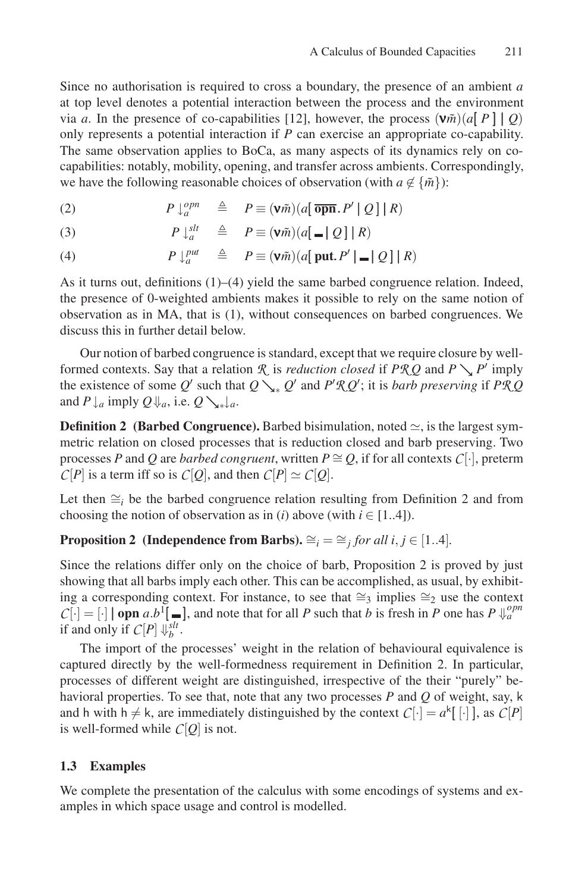Since no authorisation is required to cross a boundary, the presence of an ambient $a$ at top level denotes a potential interaction between the process and the environment via $a$. In the presence of co-capabilities [12], however, the process $(\mathbf{\nu}\tilde{m})(a[\,P\,] \mid Q)$ only represents a potential interaction if $P$ can exercise an appropriate co-capability. The same observation applies to BoCa, as many aspects of its dynamics rely on co-capabilities: notably, mobility, opening, and transfer across ambients. Correspondingly, we have the following reasonable choices of observation (with $a \notin \{\tilde{m}\}$):

$$P \downarrow_a^{opn} \quad \triangleq \quad P \equiv (\mathbf{\nu}\tilde{m})(a[\,\overline{\mathbf{opn}}.P' \mid Q\,] \mid R) \tag{2}$$

$$P \downarrow_a^{slt} \quad \triangleq \quad P \equiv (\mathbf{\nu}\tilde{m})(a[\,\blacksquare \mid Q\,] \mid R) \tag{3}$$

$$P \downarrow_a^{put} \quad \triangleq \quad P \equiv (\mathbf{\nu}\tilde{m})(a[\,\mathbf{put}.P' \mid \blacksquare \mid Q\,] \mid R) \tag{4}$$

As it turns out, definitions (1)–(4) yield the same barbed congruence relation. Indeed, the presence of 0-weighted ambients makes it possible to rely on the same notion of observation as in MA, that is (1), without consequences on barbed congruences. We discuss this in further detail below.

Our notion of barbed congruence is standard, except that we require closure by well-formed contexts. Say that a relation $\mathcal{R}$ is *reduction closed* if $P\mathcal{R}Q$ and $P \searrow P'$ imply the existence of some $Q'$ such that $Q \searrow_* Q'$ and $P'\mathcal{R}Q'$; it is *barb preserving* if $P\mathcal{R}Q$ and $P\downarrow_a$ imply $Q\Downarrow_a$, i.e. $Q \searrow_* \downarrow_a$.

**Definition 2 (Barbed Congruence).** Barbed bisimulation, noted $\simeq$, is the largest symmetric relation on closed processes that is reduction closed and barb preserving. Two processes $P$ and $Q$ are *barbed congruent*, written $P \cong Q$, if for all contexts $\mathcal{C}[\cdot]$, preterm $\mathcal{C}[P]$ is a term iff so is $\mathcal{C}[Q]$, and then $\mathcal{C}[P] \simeq \mathcal{C}[Q]$.

Let then $\cong_i$ be the barbed congruence relation resulting from Definition 2 and from choosing the notion of observation as in $(i)$ above (with $i \in [1..4]$).

**Proposition 2 (Independence from Barbs).** $\cong_i = \cong_j$ *for all* $i, j \in [1..4]$.

Since the relations differ only on the choice of barb, Proposition 2 is proved by just showing that all barbs imply each other. This can be accomplished, as usual, by exhibiting a corresponding context. For instance, to see that $\cong_3$ implies $\cong_2$ use the context $\mathcal{C}[\cdot] = [\cdot] \mid \mathbf{opn}\ a.b^1[\,\blacksquare\,]$, and note that for all $P$ such that $b$ is fresh in $P$ one has $P \Downarrow_a^{opn}$ if and only if $\mathcal{C}[P] \Downarrow_b^{slt}$.

The import of the processes' weight in the relation of behavioural equivalence is captured directly by the well-formedness requirement in Definition 2. In particular, processes of different weight are distinguished, irrespective of the their "purely" behavioral properties. To see that, note that any two processes $P$ and $Q$ of weight, say, $\mathsf{k}$ and $\mathsf{h}$ with $\mathsf{h} \neq \mathsf{k}$, are immediately distinguished by the context $\mathcal{C}[\cdot] = a^{\mathsf{k}}[\,[\cdot]\,]$, as $\mathcal{C}[P]$ is well-formed while $\mathcal{C}[Q]$ is not.

### 1.3 Examples

We complete the presentation of the calculus with some encodings of systems and examples in which space usage and control is modelled.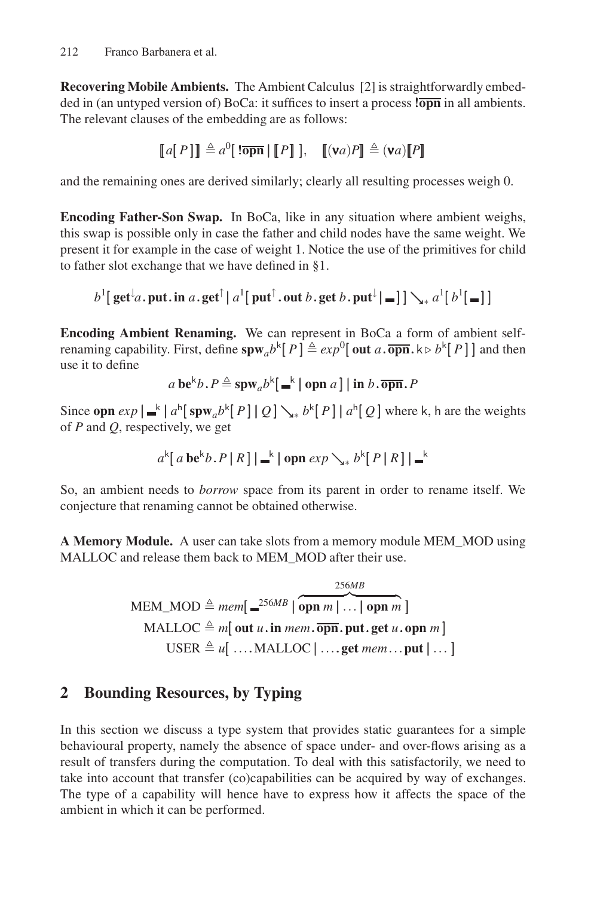**Recovering Mobile Ambients.** The Ambient Calculus [2] is straightforwardly embedded in (an untyped version of) BoCa: it suffices to insert a process $!\overline{\textbf{opn}}$ in all ambients. The relevant clauses of the embedding are as follows:

$$[\![ a[\, P \,] ]\!] \triangleq a^0[\, !\overline{\textbf{opn}} \mid [\![ P ]\!] \,], \quad [\![ (\boldsymbol{\nu} a)P ]\!] \triangleq (\boldsymbol{\nu} a)[\![ P ]\!]$$

and the remaining ones are derived similarly; clearly all resulting processes weigh 0.

**Encoding Father-Son Swap.** In BoCa, like in any situation where ambient weighs, this swap is possible only in case the father and child nodes have the same weight. We present it for example in the case of weight 1. Notice the use of the primitives for child to father slot exchange that we have defined in §1.

$$b^1[\, \textbf{get}^{\downarrow} a \,.\, \textbf{put} \,.\, \textbf{in}\; a \,.\, \textbf{get}^{\uparrow} \mid a^1[\, \textbf{put}^{\uparrow} \,.\, \textbf{out}\; b \,.\, \textbf{get}\; b \,.\, \textbf{put}^{\downarrow} \mid \rule{0.6em}{0.3em} \,] \,] \searrow_* a^1[\, b^1[\, \rule{0.6em}{0.3em} \,] \,]$$

**Encoding Ambient Renaming.** We can represent in BoCa a form of ambient self-renaming capability. First, define $\textbf{spw}_a b^{\mathsf{k}}[\, P \,] \triangleq exp^0[\, \textbf{out}\; a \,.\, \overline{\textbf{opn}} \,.\, \mathsf{k} \triangleright b^{\mathsf{k}}[\, P \,] \,]$ and then use it to define

$$a\; \textbf{be}^{\mathsf{k}} b \,.\, P \triangleq \textbf{spw}_a b^{\mathsf{k}}[\, \rule{0.6em}{0.3em}^{\mathsf{k}} \mid \textbf{opn}\; a \,] \mid \textbf{in}\; b \,.\, \overline{\textbf{opn}} \,.\, P$$

Since $\textbf{opn}\; exp \mid \rule{0.6em}{0.3em}^{\mathsf{k}} \mid a^{\mathsf{h}}[\, \textbf{spw}_a b^{\mathsf{k}}[\, P \,] \mid Q \,] \searrow_* b^{\mathsf{k}}[\, P \,] \mid a^{\mathsf{h}}[\, Q \,]$ where $\mathsf{k}$, $\mathsf{h}$ are the weights of $P$ and $Q$, respectively, we get

$$a^{\mathsf{k}}[\, a\; \textbf{be}^{\mathsf{k}} b \,.\, P \mid R \,] \mid \rule{0.6em}{0.3em}^{\mathsf{k}} \mid \textbf{opn}\; exp \searrow_* b^{\mathsf{k}}[\, P \mid R \,] \mid \rule{0.6em}{0.3em}^{\mathsf{k}}$$

So, an ambient needs to *borrow* space from its parent in order to rename itself. We conjecture that renaming cannot be obtained otherwise.

**A Memory Module.** A user can take slots from a memory module MEM_MOD using MALLOC and release them back to MEM_MOD after their use.

$$\begin{aligned}
\text{MEM\_MOD} &\triangleq mem[\, \rule{0.6em}{0.3em}^{256MB} \mid \overbrace{\textbf{opn}\; m \mid \ldots \mid \textbf{opn}\; m}^{256MB} \,] \\
\text{MALLOC} &\triangleq m[\, \textbf{out}\; u \,.\, \textbf{in}\; mem \,.\, \overline{\textbf{opn}} \,.\, \textbf{put} \,.\, \textbf{get}\; u \,.\, \textbf{opn}\; m \,] \\
\text{USER} &\triangleq u[\, \ldots .\text{MALLOC} \mid \ldots .\textbf{get}\; mem \ldots \textbf{put} \mid \ldots \,]
\end{aligned}$$

## 2 Bounding Resources, by Typing

In this section we discuss a type system that provides static guarantees for a simple behavioural property, namely the absence of space under- and over-flows arising as a result of transfers during the computation. To deal with this satisfactorily, we need to take into account that transfer (co)capabilities can be acquired by way of exchanges. The type of a capability will hence have to express how it affects the space of the ambient in which it can be performed.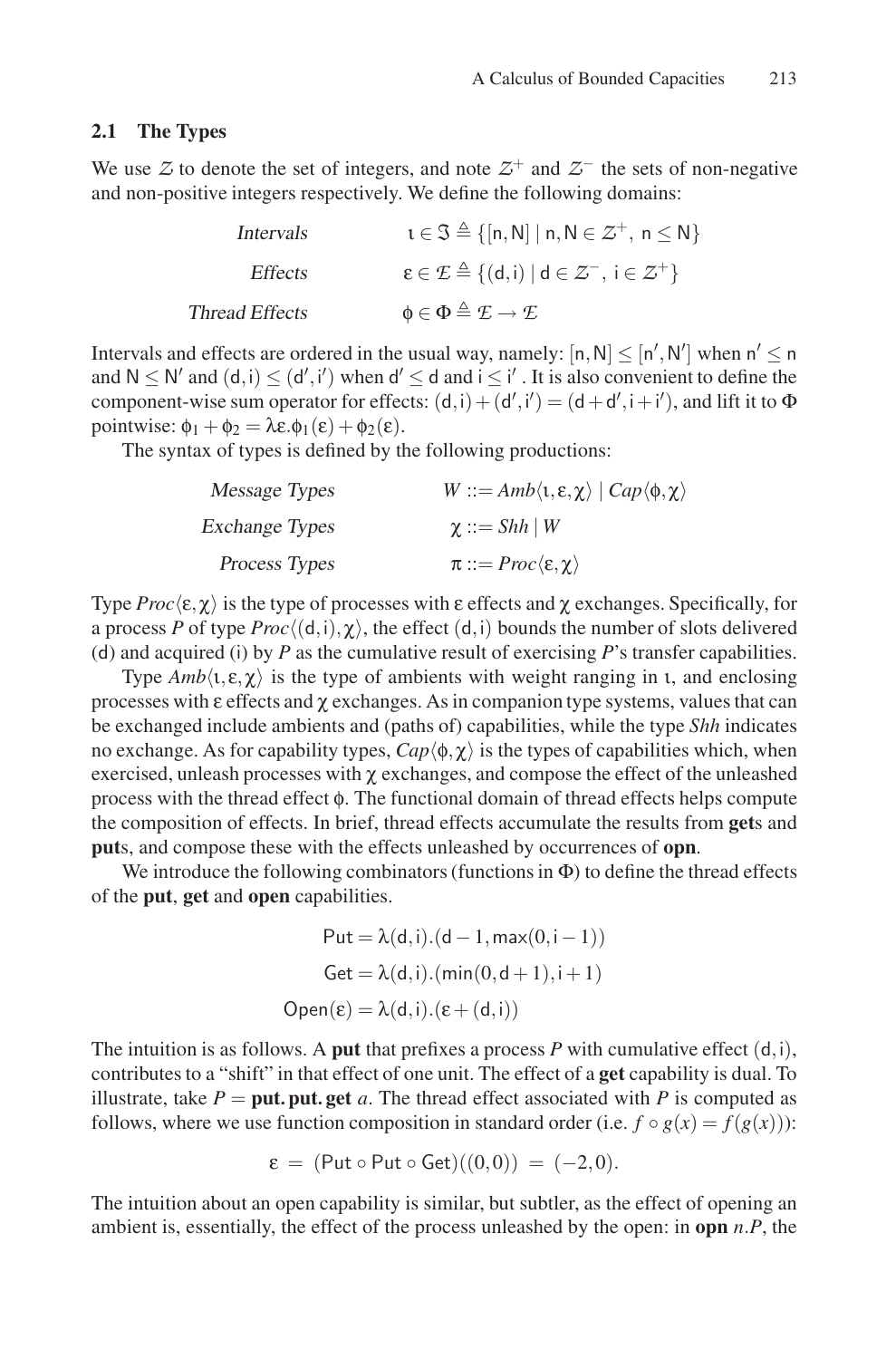### 2.1 The Types

We use $\mathcal{Z}$ to denote the set of integers, and note $\mathcal{Z}^+$ and $\mathcal{Z}^-$ the sets of non-negative and non-positive integers respectively. We define the following domains:

$$
\begin{array}{rl}
\textit{Intervals} & \iota \in \mathfrak{I} \triangleq \{[\mathsf{n},\mathsf{N}] \mid \mathsf{n},\mathsf{N} \in \mathcal{Z}^+,\ \mathsf{n} \leq \mathsf{N}\} \\
\textit{Effects} & \varepsilon \in \mathcal{E} \triangleq \{(\mathsf{d},\mathsf{i}) \mid \mathsf{d} \in \mathcal{Z}^-,\ \mathsf{i} \in \mathcal{Z}^+\} \\
\textit{Thread Effects} & \phi \in \Phi \triangleq \mathcal{E} \rightarrow \mathcal{E}
\end{array}
$$

Intervals and effects are ordered in the usual way, namely: $[\mathsf{n},\mathsf{N}] \leq [\mathsf{n}',\mathsf{N}']$ when $\mathsf{n}' \leq \mathsf{n}$ and $\mathsf{N} \leq \mathsf{N}'$ and $(\mathsf{d},\mathsf{i}) \leq (\mathsf{d}',\mathsf{i}')$ when $\mathsf{d}' \leq \mathsf{d}$ and $\mathsf{i} \leq \mathsf{i}'$ . It is also convenient to define the component-wise sum operator for effects: $(\mathsf{d},\mathsf{i}) + (\mathsf{d}',\mathsf{i}') = (\mathsf{d}+\mathsf{d}',\mathsf{i}+\mathsf{i}')$, and lift it to $\Phi$ pointwise: $\phi_1 + \phi_2 = \lambda\varepsilon.\phi_1(\varepsilon) + \phi_2(\varepsilon)$.

The syntax of types is defined by the following productions:

$$
\begin{array}{rl}
\textit{Message Types} & W ::= \mathit{Amb}\langle\iota,\varepsilon,\chi\rangle \mid \mathit{Cap}\langle\phi,\chi\rangle \\
\textit{Exchange Types} & \chi ::= \mathit{Shh} \mid W \\
\textit{Process Types} & \pi ::= \mathit{Proc}\langle\varepsilon,\chi\rangle
\end{array}
$$

Type $\mathit{Proc}\langle\varepsilon,\chi\rangle$ is the type of processes with $\varepsilon$ effects and $\chi$ exchanges. Specifically, for a process $P$ of type $\mathit{Proc}\langle(\mathsf{d},\mathsf{i}),\chi\rangle$, the effect $(\mathsf{d},\mathsf{i})$ bounds the number of slots delivered ($\mathsf{d}$) and acquired ($\mathsf{i}$) by $P$ as the cumulative result of exercising $P$'s transfer capabilities.

Type $\mathit{Amb}\langle\iota,\varepsilon,\chi\rangle$ is the type of ambients with weight ranging in $\iota$, and enclosing processes with $\varepsilon$ effects and $\chi$ exchanges. As in companion type systems, values that can be exchanged include ambients and (paths of) capabilities, while the type *Shh* indicates no exchange. As for capability types, $\mathit{Cap}\langle\phi,\chi\rangle$ is the types of capabilities which, when exercised, unleash processes with $\chi$ exchanges, and compose the effect of the unleashed process with the thread effect $\phi$. The functional domain of thread effects helps compute the composition of effects. In brief, thread effects accumulate the results from **get**s and **put**s, and compose these with the effects unleashed by occurrences of **opn**.

We introduce the following combinators (functions in $\Phi$) to define the thread effects of the **put**, **get** and **open** capabilities.

$$
\begin{aligned}
\mathsf{Put} &= \lambda(\mathsf{d},\mathsf{i}).(\mathsf{d}-1,\max(0,\mathsf{i}-1)) \\
\mathsf{Get} &= \lambda(\mathsf{d},\mathsf{i}).(\min(0,\mathsf{d}+1),\mathsf{i}+1) \\
\mathsf{Open}(\varepsilon) &= \lambda(\mathsf{d},\mathsf{i}).(\varepsilon+(\mathsf{d},\mathsf{i}))
\end{aligned}
$$

The intuition is as follows. A **put** that prefixes a process $P$ with cumulative effect $(\mathsf{d},\mathsf{i})$, contributes to a "shift" in that effect of one unit. The effect of a **get** capability is dual. To illustrate, take $P = \mathbf{put}.\mathbf{put}.\mathbf{get}\ a$. The thread effect associated with $P$ is computed as follows, where we use function composition in standard order (i.e. $f \circ g(x) = f(g(x))$):

$$
\varepsilon \;=\; (\mathsf{Put} \circ \mathsf{Put} \circ \mathsf{Get})((0,0)) \;=\; (-2,0).
$$

The intuition about an open capability is similar, but subtler, as the effect of opening an ambient is, essentially, the effect of the process unleashed by the open: in **opn** $n.P$, the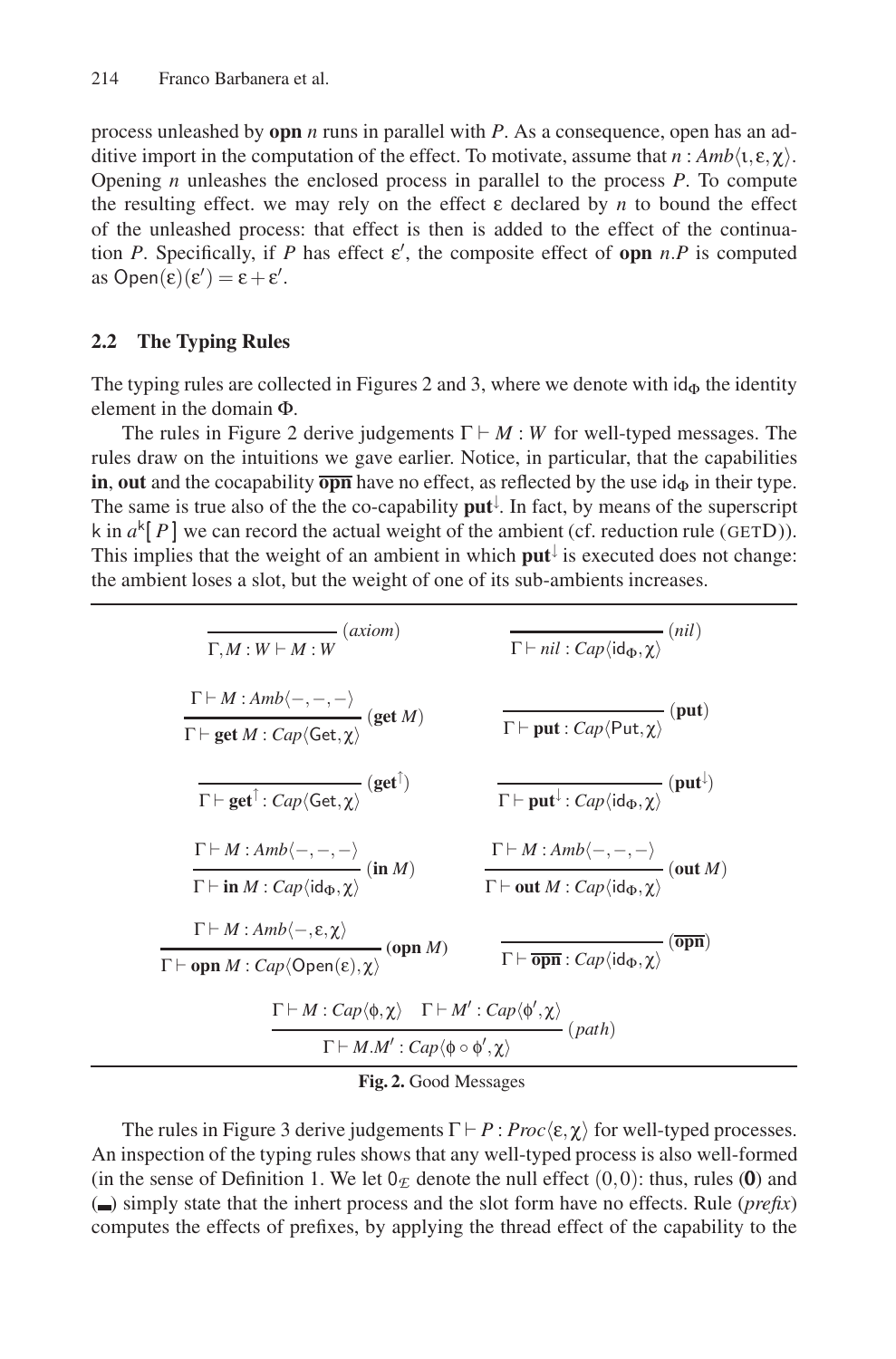process unleashed by **opn** $n$ runs in parallel with $P$. As a consequence, open has an additive import in the computation of the effect. To motivate, assume that $n : Amb\langle \iota, \varepsilon, \chi \rangle$. Opening $n$ unleashes the enclosed process in parallel to the process $P$. To compute the resulting effect. we may rely on the effect $\varepsilon$ declared by $n$ to bound the effect of the unleashed process: that effect is then is added to the effect of the continuation $P$. Specifically, if $P$ has effect $\varepsilon'$, the composite effect of **opn** $n.P$ is computed as $\mathsf{Open}(\varepsilon)(\varepsilon') = \varepsilon + \varepsilon'$.

### 2.2 The Typing Rules

The typing rules are collected in Figures 2 and 3, where we denote with $\mathsf{id}_\Phi$ the identity element in the domain $\Phi$.

The rules in Figure 2 derive judgements $\Gamma \vdash M : W$ for well-typed messages. The rules draw on the intuitions we gave earlier. Notice, in particular, that the capabilities **in**, **out** and the cocapability $\overline{\mathbf{opn}}$ have no effect, as reflected by the use $\mathsf{id}_\Phi$ in their type. The same is true also of the the co-capability $\mathbf{put}^{\downarrow}$. In fact, by means of the superscript $\mathsf{k}$ in $a^{\mathsf{k}}[\,P\,]$ we can record the actual weight of the ambient (cf. reduction rule (GETD)). This implies that the weight of an ambient in which $\mathbf{put}^{\downarrow}$ is executed does not change: the ambient loses a slot, but the weight of one of its sub-ambients increases.

$$\frac{}{\Gamma, M : W \vdash M : W}\ (axiom) \qquad \frac{}{\Gamma \vdash nil : Cap\langle \mathsf{id}_\Phi, \chi \rangle}\ (nil)$$

$$\frac{\Gamma \vdash M : Amb\langle -,-,- \rangle}{\Gamma \vdash \mathbf{get}\ M : Cap\langle \mathsf{Get}, \chi \rangle}\ (\mathbf{get}\ M) \qquad \frac{}{\Gamma \vdash \mathbf{put} : Cap\langle \mathsf{Put}, \chi \rangle}\ (\mathbf{put})$$

$$\frac{}{\Gamma \vdash \mathbf{get}^{\uparrow} : Cap\langle \mathsf{Get}, \chi \rangle}\ (\mathbf{get}^{\uparrow}) \qquad \frac{}{\Gamma \vdash \mathbf{put}^{\downarrow} : Cap\langle \mathsf{id}_\Phi, \chi \rangle}\ (\mathbf{put}^{\downarrow})$$

$$\frac{\Gamma \vdash M : Amb\langle -,-,- \rangle}{\Gamma \vdash \mathbf{in}\ M : Cap\langle \mathsf{id}_\Phi, \chi \rangle}\ (\mathbf{in}\ M) \qquad \frac{\Gamma \vdash M : Amb\langle -,-,- \rangle}{\Gamma \vdash \mathbf{out}\ M : Cap\langle \mathsf{id}_\Phi, \chi \rangle}\ (\mathbf{out}\ M)$$

$$\frac{\Gamma \vdash M : Amb\langle -,\varepsilon,\chi \rangle}{\Gamma \vdash \mathbf{opn}\ M : Cap\langle \mathsf{Open}(\varepsilon), \chi \rangle}\ (\mathbf{opn}\ M) \qquad \frac{}{\Gamma \vdash \overline{\mathbf{opn}} : Cap\langle \mathsf{id}_\Phi, \chi \rangle}\ (\overline{\mathbf{opn}})$$

$$\frac{\Gamma \vdash M : Cap\langle \phi, \chi \rangle \quad \Gamma \vdash M' : Cap\langle \phi', \chi \rangle}{\Gamma \vdash M.M' : Cap\langle \phi \circ \phi', \chi \rangle}\ (path)$$

**Fig. 2.** Good Messages

The rules in Figure 3 derive judgements $\Gamma \vdash P : Proc\langle \varepsilon, \chi \rangle$ for well-typed processes. An inspection of the typing rules shows that any well-typed process is also well-formed (in the sense of Definition 1. We let $0_{\mathcal{E}}$ denote the null effect $(0,0)$: thus, rules (**0**) and ($\boldsymbol{\llcorner\!\lrcorner}$) simply state that the inhert process and the slot form have no effects. Rule (*prefix*) computes the effects of prefixes, by applying the thread effect of the capability to the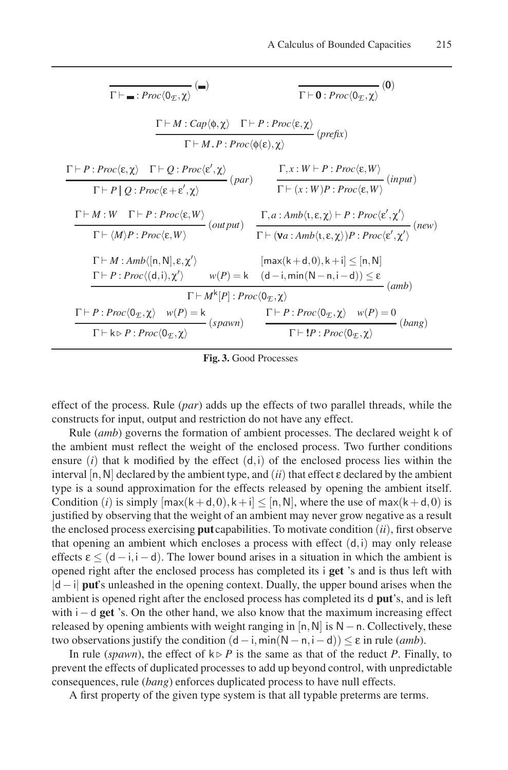$$\frac{}{\Gamma \vdash \_ : Proc\langle 0_{\mathcal{E}}, \chi\rangle}\ (\_) \qquad \frac{}{\Gamma \vdash \mathbf{0} : Proc\langle 0_{\mathcal{E}}, \chi\rangle}\ (\mathbf{0})$$

$$\frac{\Gamma \vdash M : Cap\langle \phi, \chi\rangle \quad \Gamma \vdash P : Proc\langle \varepsilon, \chi\rangle}{\Gamma \vdash M.P : Proc\langle \phi(\varepsilon), \chi\rangle}\ (prefix)$$

$$\frac{\Gamma \vdash P : Proc\langle \varepsilon, \chi\rangle \quad \Gamma \vdash Q : Proc\langle \varepsilon', \chi\rangle}{\Gamma \vdash P \mid Q : Proc\langle \varepsilon + \varepsilon', \chi\rangle}\ (par) \qquad \frac{\Gamma, x : W \vdash P : Proc\langle \varepsilon, W\rangle}{\Gamma \vdash (x : W)P : Proc\langle \varepsilon, W\rangle}\ (input)$$

$$\frac{\Gamma \vdash M : W \quad \Gamma \vdash P : Proc\langle \varepsilon, W\rangle}{\Gamma \vdash \langle M\rangle P : Proc\langle \varepsilon, W\rangle}\ (output) \qquad \frac{\Gamma, a : Amb\langle \iota, \varepsilon, \chi\rangle \vdash P : Proc\langle \varepsilon', \chi'\rangle}{\Gamma \vdash (\mathbf{\nu} a : Amb\langle \iota, \varepsilon, \chi\rangle)P : Proc\langle \varepsilon', \chi'\rangle}\ (new)$$

$$\frac{\begin{array}{ll}\Gamma \vdash M : Amb\langle [\mathsf{n}, \mathsf{N}], \varepsilon, \chi'\rangle & [\max(\mathsf{k}+\mathsf{d}, 0), \mathsf{k}+\mathsf{i}] \leq [\mathsf{n}, \mathsf{N}] \\ \Gamma \vdash P : Proc\langle (\mathsf{d}, \mathsf{i}), \chi'\rangle \quad w(P) = \mathsf{k} & (\mathsf{d}-\mathsf{i}, \min(\mathsf{N}-\mathsf{n}, \mathsf{i}-\mathsf{d})) \leq \varepsilon\end{array}}{\Gamma \vdash M^{\mathsf{k}}[P] : Proc\langle 0_{\mathcal{E}}, \chi\rangle}\ (amb)$$

$$\frac{\Gamma \vdash P : Proc\langle 0_{\mathcal{E}}, \chi\rangle \quad w(P) = \mathsf{k}}{\Gamma \vdash \mathsf{k} \triangleright P : Proc\langle 0_{\mathcal{E}}, \chi\rangle}\ (spawn) \qquad \frac{\Gamma \vdash P : Proc\langle 0_{\mathcal{E}}, \chi\rangle \quad w(P) = 0}{\Gamma \vdash \mathbf{!}P : Proc\langle 0_{\mathcal{E}}, \chi\rangle}\ (bang)$$

**Fig. 3.** Good Processes

effect of the process. Rule (*par*) adds up the effects of two parallel threads, while the constructs for input, output and restriction do not have any effect.

Rule (*amb*) governs the formation of ambient processes. The declared weight k of the ambient must reflect the weight of the enclosed process. Two further conditions ensure (*i*) that k modified by the effect $(\mathsf{d}, \mathsf{i})$ of the enclosed process lies within the interval $[\mathsf{n}, \mathsf{N}]$ declared by the ambient type, and (*ii*) that effect $\varepsilon$ declared by the ambient type is a sound approximation for the effects released by opening the ambient itself. Condition (*i*) is simply $[\max(\mathsf{k}+\mathsf{d}, 0), \mathsf{k}+\mathsf{i}] \leq [\mathsf{n}, \mathsf{N}]$, where the use of $\max(\mathsf{k}+\mathsf{d}, 0)$ is justified by observing that the weight of an ambient may never grow negative as a result the enclosed process exercising **put** capabilities. To motivate condition (*ii*), first observe that opening an ambient which encloses a process with effect $(\mathsf{d}, \mathsf{i})$ may only release effects $\varepsilon \leq (\mathsf{d}-\mathsf{i}, \mathsf{i}-\mathsf{d})$. The lower bound arises in a situation in which the ambient is opened right after the enclosed process has completed its i **get** 's and is thus left with $|\mathsf{d}-\mathsf{i}|$ **put**'s unleashed in the opening context. Dually, the upper bound arises when the ambient is opened right after the enclosed process has completed its d **put**'s, and is left with $\mathsf{i}-\mathsf{d}$ **get** 's. On the other hand, we also know that the maximum increasing effect released by opening ambients with weight ranging in $[\mathsf{n}, \mathsf{N}]$ is $\mathsf{N}-\mathsf{n}$. Collectively, these two observations justify the condition $(\mathsf{d}-\mathsf{i}, \min(\mathsf{N}-\mathsf{n}, \mathsf{i}-\mathsf{d})) \leq \varepsilon$ in rule (*amb*).

In rule (*spawn*), the effect of $\mathsf{k} \triangleright P$ is the same as that of the reduct $P$. Finally, to prevent the effects of duplicated processes to add up beyond control, with unpredictable consequences, rule (*bang*) enforces duplicated process to have null effects.

A first property of the given type system is that all typable preterms are terms.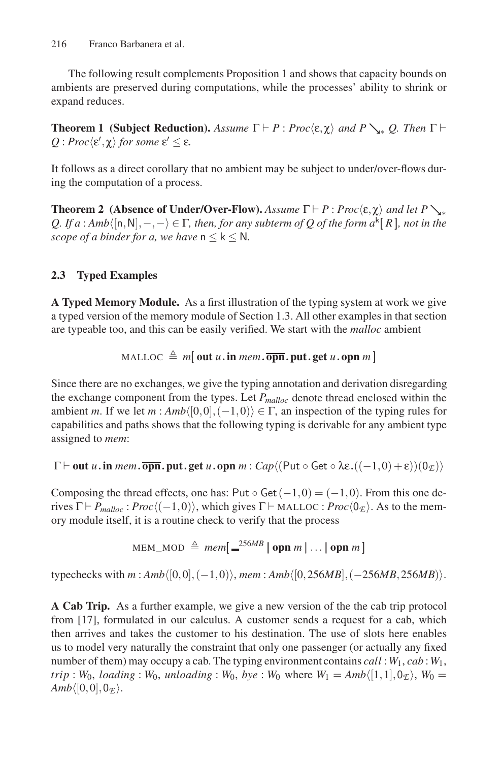The following result complements Proposition 1 and shows that capacity bounds on ambients are preserved during computations, while the processes' ability to shrink or expand reduces.

**Theorem 1 (Subject Reduction).** *Assume* $\Gamma \vdash P : Proc\langle \varepsilon, \chi \rangle$ *and* $P \searrow_* Q$*. Then* $\Gamma \vdash Q : Proc\langle \varepsilon', \chi \rangle$ *for some* $\varepsilon' \leq \varepsilon$*.*

It follows as a direct corollary that no ambient may be subject to under/over-flows during the computation of a process.

**Theorem 2 (Absence of Under/Over-Flow).** *Assume* $\Gamma \vdash P : Proc\langle \varepsilon, \chi \rangle$ *and let* $P \searrow_* Q$*. If* $a : Amb\langle [\mathsf{n}, \mathsf{N}], -, - \rangle \in \Gamma$*, then, for any subterm of* $Q$ *of the form* $a^{\mathsf{k}}[\, R\,]$*, not in the scope of a binder for* $a$*, we have* $\mathsf{n} \leq \mathsf{k} \leq \mathsf{N}$*.*

### 2.3 Typed Examples

**A Typed Memory Module.** As a first illustration of the typing system at work we give a typed version of the memory module of Section 1.3. All other examples in that section are typeable too, and this can be easily verified. We start with the *malloc* ambient

$$\text{MALLOC} \triangleq m[\, \mathbf{out}\, u\, .\, \mathbf{in}\, mem\, .\, \overline{\mathbf{opn}}\, .\, \mathbf{put}\, .\, \mathbf{get}\, u\, .\, \mathbf{opn}\, m\,]$$

Since there are no exchanges, we give the typing annotation and derivation disregarding the exchange component from the types. Let $P_{malloc}$ denote thread enclosed within the ambient $m$. If we let $m : Amb\langle [0,0], (-1,0) \rangle \in \Gamma$, an inspection of the typing rules for capabilities and paths shows that the following typing is derivable for any ambient type assigned to *mem*:

$$\Gamma \vdash \mathbf{out}\, u\, .\, \mathbf{in}\, mem\, .\, \overline{\mathbf{opn}}\, .\, \mathbf{put}\, .\, \mathbf{get}\, u\, .\, \mathbf{opn}\, m : Cap\langle (\mathsf{Put} \circ \mathsf{Get} \circ \lambda\varepsilon.((-1,0) + \varepsilon))(0_{\mathcal{E}}) \rangle$$

Composing the thread effects, one has: $\mathsf{Put} \circ \mathsf{Get}\,(-1,0) = (-1,0)$. From this one derives $\Gamma \vdash P_{malloc} : Proc\langle (-1,0) \rangle$, which gives $\Gamma \vdash \text{MALLOC} : Proc\langle 0_{\mathcal{E}} \rangle$. As to the memory module itself, it is a routine check to verify that the process

$$\text{MEM\_MOD} \triangleq mem[\, \_^{256MB} \mid \mathbf{opn}\, m \mid \ldots \mid \mathbf{opn}\, m\,]$$

typechecks with $m : Amb\langle [0,0], (-1,0) \rangle$, $mem : Amb\langle [0, 256MB], (-256MB, 256MB) \rangle$.

**A Cab Trip.** As a further example, we give a new version of the the cab trip protocol from [17], formulated in our calculus. A customer sends a request for a cab, which then arrives and takes the customer to his destination. The use of slots here enables us to model very naturally the constraint that only one passenger (or actually any fixed number of them) may occupy a cab. The typing environment contains $call : W_1$, $cab : W_1$, $trip : W_0$, $loading : W_0$, $unloading : W_0$, $bye : W_0$ where $W_1 = Amb\langle [1,1], 0_{\mathcal{E}} \rangle$, $W_0 = Amb\langle [0,0], 0_{\mathcal{E}} \rangle$.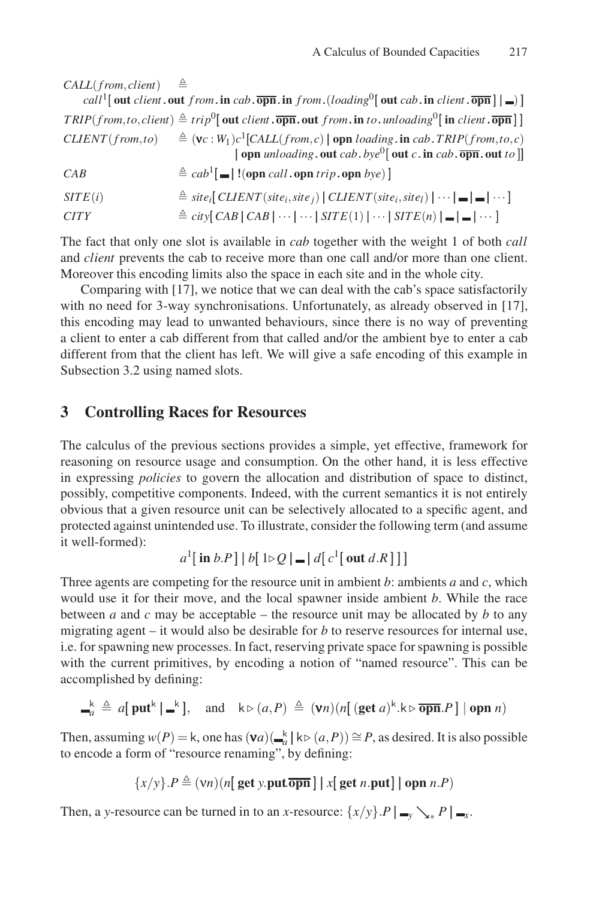$$
\begin{array}{ll}
CALL(from, client) & \triangleq \\
\quad call^1[\,\mathbf{out}\ client\,.\,\mathbf{out}\ from\,.\,\mathbf{in}\ cab\,.\,\overline{\mathbf{opn}}\,.\,\mathbf{in}\ from\,.(loading^0[\,\mathbf{out}\ cab\,.\,\mathbf{in}\ client\,.\,\overline{\mathbf{opn}}\,]\mid \blacksquare)\,] & \\
TRIP(from, to, client) & \triangleq trip^0[\,\mathbf{out}\ client\,.\,\overline{\mathbf{opn}}\,.\,\mathbf{out}\ from\,.\,\mathbf{in}\ to\,.\,unloading^0[\,\mathbf{in}\ client\,.\,\overline{\mathbf{opn}}\,]\,] \\
CLIENT(from, to) & \triangleq (\mathbf{v}c : W_1)c^1[CALL(from, c)\mid \mathbf{opn}\ loading\,.\,\mathbf{in}\ cab\,.\,TRIP(from, to, c) \\
& \quad \mid \mathbf{opn}\ unloading\,.\,\mathbf{out}\ cab\,.\,bye^0[\,\mathbf{out}\ c\,.\,\mathbf{in}\ cab\,.\,\overline{\mathbf{opn}}\,.\,\mathbf{out}\ to\,]] \\
CAB & \triangleq cab^1[\,\blacksquare \mid !(\mathbf{opn}\ call\,.\,\mathbf{opn}\ trip\,.\,\mathbf{opn}\ bye)\,] \\
SITE(i) & \triangleq site_i[\,CLIENT(site_i, site_j)\mid CLIENT(site_i, site_l)\mid \cdots \mid \blacksquare \mid \blacksquare \mid \cdots\,] \\
CITY & \triangleq city[\,CAB \mid CAB \mid \cdots \mid \cdots \mid SITE(1)\mid \cdots \mid SITE(n)\mid \blacksquare \mid \blacksquare \mid \cdots\,]
\end{array}
$$

The fact that only one slot is available in *cab* together with the weight 1 of both *call* and *client* prevents the cab to receive more than one call and/or more than one client. Moreover this encoding limits also the space in each site and in the whole city.

Comparing with [17], we notice that we can deal with the cab's space satisfactorily with no need for 3-way synchronisations. Unfortunately, as already observed in [17], this encoding may lead to unwanted behaviours, since there is no way of preventing a client to enter a cab different from that called and/or the ambient bye to enter a cab different from that the client has left. We will give a safe encoding of this example in Subsection 3.2 using named slots.

## 3 Controlling Races for Resources

The calculus of the previous sections provides a simple, yet effective, framework for reasoning on resource usage and consumption. On the other hand, it is less effective in expressing *policies* to govern the allocation and distribution of space to distinct, possibly, competitive components. Indeed, with the current semantics it is not entirely obvious that a given resource unit can be selectively allocated to a specific agent, and protected against unintended use. To illustrate, consider the following term (and assume it well-formed):

$$a^1[\,\mathbf{in}\ b.P\,]\mid b[\,1\triangleright Q\mid \blacksquare \mid d[\,c^1[\,\mathbf{out}\ d.R\,]\,]\,]$$

Three agents are competing for the resource unit in ambient $b$: ambients $a$ and $c$, which would use it for their move, and the local spawner inside ambient $b$. While the race between $a$ and $c$ may be acceptable – the resource unit may be allocated by $b$ to any migrating agent – it would also be desirable for $b$ to reserve resources for internal use, i.e. for spawning new processes. In fact, reserving private space for spawning is possible with the current primitives, by encoding a notion of "named resource". This can be accomplished by defining:

$$\blacksquare^{\mathsf{k}}_a \triangleq a[\,\mathbf{put}^{\mathsf{k}}\mid \blacksquare^{\mathsf{k}}\,],\quad \text{and}\quad \mathsf{k}\triangleright(a,P)\triangleq(\mathbf{v}n)(n[\,(\mathbf{get}\ a)^{\mathsf{k}}.\mathsf{k}\triangleright\overline{\mathbf{opn}}.P\,]\mid \mathbf{opn}\ n)$$

Then, assuming $w(P)=\mathsf{k}$, one has $(\mathbf{v}a)(\blacksquare^{\mathsf{k}}_a\mid \mathsf{k}\triangleright(a,P))\cong P$, as desired. It is also possible to encode a form of "resource renaming", by defining:

$$\{x/y\}.P\triangleq(\nu n)(n[\,\mathbf{get}\ y.\mathbf{put}.\overline{\mathbf{opn}}\,]\mid x[\,\mathbf{get}\ n.\mathbf{put}\,]\mid \mathbf{opn}\ n.P)$$

Then, a $y$-resource can be turned in to an $x$-resource: $\{x/y\}.P\mid \blacksquare_y \searrow_* P\mid \blacksquare_x$.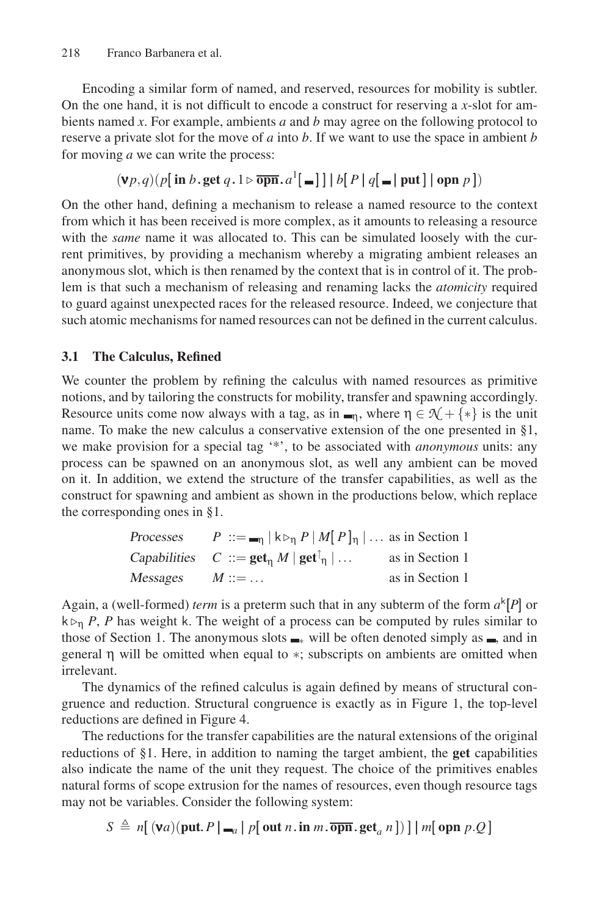Encoding a similar form of named, and reserved, resources for mobility is subtler. On the one hand, it is not difficult to encode a construct for reserving a $x$-slot for ambients named $x$. For example, ambients $a$ and $b$ may agree on the following protocol to reserve a private slot for the move of $a$ into $b$. If we want to use the space in ambient $b$ for moving $a$ we can write the process:

$$(\mathbf{\nu} p,q)(p[\,\mathbf{in}\; b\,.\,\mathbf{get}\; q\,.\,1 \triangleright \overline{\mathbf{opn}}\,.\,a^1[\,\blacksquare\,]\,] \mid b[\,P \mid q[\,\blacksquare \mid \mathbf{put}\,] \mid \mathbf{opn}\; p\,])$$

On the other hand, defining a mechanism to release a named resource to the context from which it has been received is more complex, as it amounts to releasing a resource with the *same* name it was allocated to. This can be simulated loosely with the current primitives, by providing a mechanism whereby a migrating ambient releases an anonymous slot, which is then renamed by the context that is in control of it. The problem is that such a mechanism of releasing and renaming lacks the *atomicity* required to guard against unexpected races for the released resource. Indeed, we conjecture that such atomic mechanisms for named resources can not be defined in the current calculus.

### 3.1 The Calculus, Refined

We counter the problem by refining the calculus with named resources as primitive notions, and by tailoring the constructs for mobility, transfer and spawning accordingly. Resource units come now always with a tag, as in $\blacksquare_\eta$, where $\eta \in \mathcal{N} + \{*\}$ is the unit name. To make the new calculus a conservative extension of the one presented in §1, we make provision for a special tag '*', to be associated with *anonymous* units: any process can be spawned on an anonymous slot, as well any ambient can be moved on it. In addition, we extend the structure of the transfer capabilities, as well as the construct for spawning and ambient as shown in the productions below, which replace the corresponding ones in §1.

| | | |
|---|---|---|
| *Processes* | $P \;::=\; \blacksquare_\eta \mid \mathsf{k} \triangleright_\eta P \mid M[\,P\,]_\eta \mid \ldots$ | as in Section 1 |
| *Capabilities* | $C \;::=\; \mathbf{get}_\eta\; M \mid \mathbf{get}^{\uparrow}{}_\eta \mid \ldots$ | as in Section 1 |
| *Messages* | $M ::= \ldots$ | as in Section 1 |

Again, a (well-formed) *term* is a preterm such that in any subterm of the form $a^{\mathsf{k}}[P]$ or $\mathsf{k} \triangleright_\eta P$, $P$ has weight $\mathsf{k}$. The weight of a process can be computed by rules similar to those of Section 1. The anonymous slots $\blacksquare_*$ will be often denoted simply as $\blacksquare$, and in general $\eta$ will be omitted when equal to $*$; subscripts on ambients are omitted when irrelevant.

The dynamics of the refined calculus is again defined by means of structural congruence and reduction. Structural congruence is exactly as in Figure 1, the top-level reductions are defined in Figure 4.

The reductions for the transfer capabilities are the natural extensions of the original reductions of §1. Here, in addition to naming the target ambient, the **get** capabilities also indicate the name of the unit they request. The choice of the primitives enables natural forms of scope extrusion for the names of resources, even though resource tags may not be variables. Consider the following system:

$$S \;\triangleq\; n[\,(\mathbf{\nu} a)(\mathbf{put}.P \mid \blacksquare_a \mid p[\,\mathbf{out}\; n\,.\,\mathbf{in}\; m\,.\,\overline{\mathbf{opn}}\,.\,\mathbf{get}_a\; n\,])\,] \mid m[\,\mathbf{opn}\; p.Q\,]$$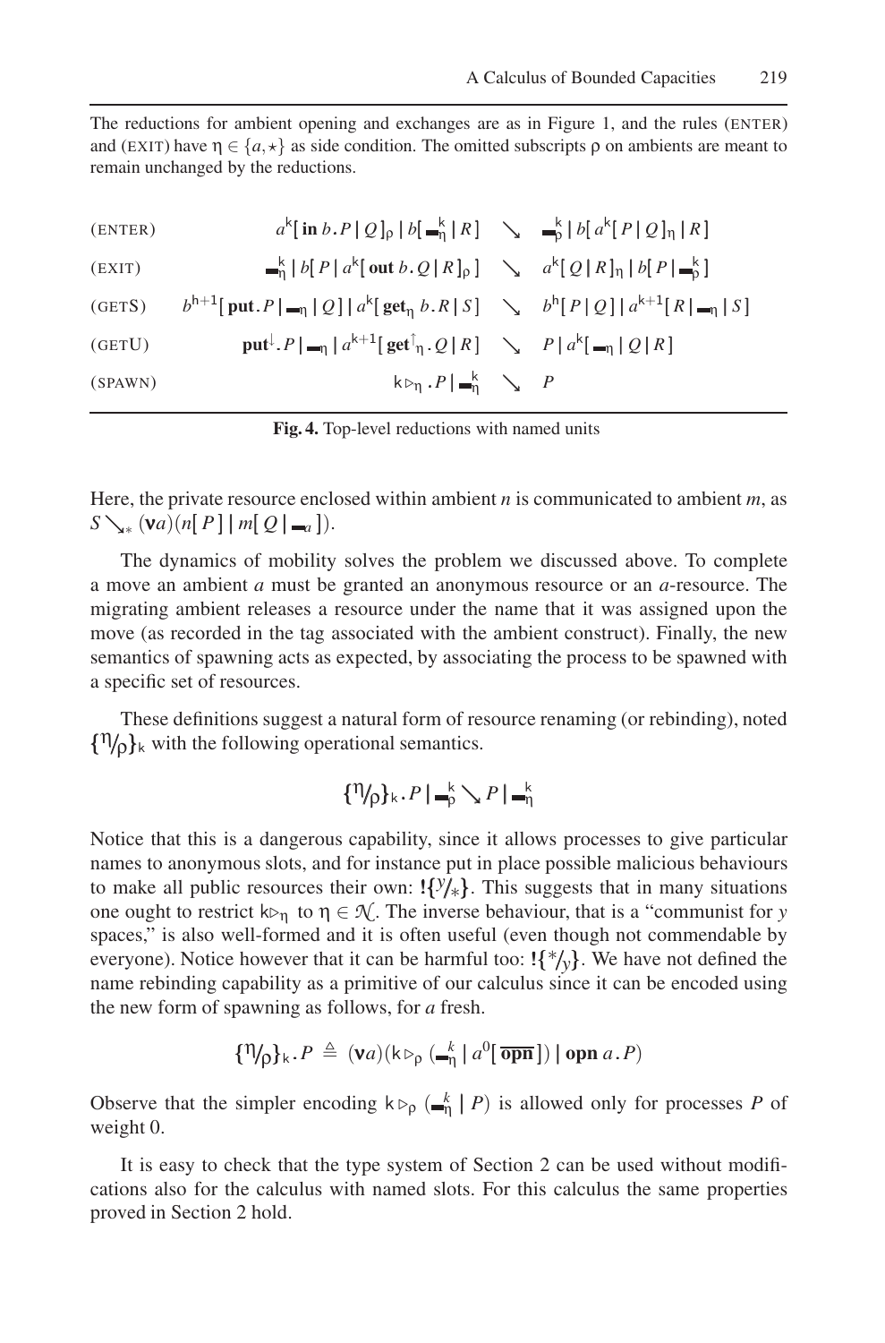The reductions for ambient opening and exchanges are as in Figure 1, and the rules (ENTER) and (EXIT) have $\eta \in \{a, \star\}$ as side condition. The omitted subscripts $\rho$ on ambients are meant to remain unchanged by the reductions.

$$
\begin{array}{lrcl}
\text{(ENTER)} & a^{\mathsf{k}}[\,\mathbf{in}\, b.P \mid Q\,]_{\rho} \mid b[\,\blacksquare^{\mathsf{k}}_{\eta} \mid R\,] & \searrow & \blacksquare^{\mathsf{k}}_{\rho} \mid b[\,a^{\mathsf{k}}[\,P \mid Q\,]_{\eta} \mid R\,] \\
\text{(EXIT)} & \blacksquare^{\mathsf{k}}_{\eta} \mid b[\,P \mid a^{\mathsf{k}}[\,\mathbf{out}\, b.Q \mid R\,]_{\rho}\,] & \searrow & a^{\mathsf{k}}[\,Q \mid R\,]_{\eta} \mid b[\,P \mid \blacksquare^{\mathsf{k}}_{\rho}\,] \\
\text{(GETS)} & b^{\mathsf{h}+1}[\,\mathbf{put}.P \mid \blacksquare_{\eta} \mid Q\,] \mid a^{\mathsf{k}}[\,\mathbf{get}_{\eta}\, b.R \mid S\,] & \searrow & b^{\mathsf{h}}[\,P \mid Q\,] \mid a^{\mathsf{k}+1}[\,R \mid \blacksquare_{\eta} \mid S\,] \\
\text{(GETU)} & \mathbf{put}^{\downarrow}.P \mid \blacksquare_{\eta} \mid a^{\mathsf{k}+1}[\,\mathbf{get}^{\uparrow}{}_{\eta}.Q \mid R\,] & \searrow & P \mid a^{\mathsf{k}}[\,\blacksquare_{\eta} \mid Q \mid R\,] \\
\text{(SPAWN)} & \mathsf{k} \triangleright_{\eta} .P \mid \blacksquare^{\mathsf{k}}_{\eta} & \searrow & P
\end{array}
$$

**Fig. 4.** Top-level reductions with named units

Here, the private resource enclosed within ambient $n$ is communicated to ambient $m$, as $S \searrow_{*} (\mathbf{v}a)(n[\,P\,] \mid m[\,Q \mid \blacksquare_{a}\,])$.

The dynamics of mobility solves the problem we discussed above. To complete a move an ambient $a$ must be granted an anonymous resource or an $a$-resource. The migrating ambient releases a resource under the name that it was assigned upon the move (as recorded in the tag associated with the ambient construct). Finally, the new semantics of spawning acts as expected, by associating the process to be spawned with a specific set of resources.

These definitions suggest a natural form of resource renaming (or rebinding), noted $\{^{\eta}/_{\rho}\}_{\mathsf{k}}$ with the following operational semantics.

$$\{^{\eta}/_{\rho}\}_{\mathsf{k}}.P \mid \blacksquare^{\mathsf{k}}_{\rho} \searrow P \mid \blacksquare^{\mathsf{k}}_{\eta}$$

Notice that this is a dangerous capability, since it allows processes to give particular names to anonymous slots, and for instance put in place possible malicious behaviours to make all public resources their own: $!\{^{y}/_{*}\}$. This suggests that in many situations one ought to restrict $\mathsf{k}\triangleright_{\eta}$ to $\eta \in \mathcal{N}$. The inverse behaviour, that is a "communist for $y$ spaces," is also well-formed and it is often useful (even though not commendable by everyone). Notice however that it can be harmful too: $!\{^{*}/_{y}\}$. We have not defined the name rebinding capability as a primitive of our calculus since it can be encoded using the new form of spawning as follows, for $a$ fresh.

$$\{^{\eta}/_{\rho}\}_{\mathsf{k}}.P \triangleq (\mathbf{v}a)(\mathsf{k}\triangleright_{\rho}(\blacksquare^{k}_{\eta} \mid a^{0}[\,\overline{\mathbf{opn}}\,]) \mid \mathbf{opn}\, a.P)$$

Observe that the simpler encoding $\mathsf{k}\triangleright_{\rho}(\blacksquare^{k}_{\eta} \mid P)$ is allowed only for processes $P$ of weight 0.

It is easy to check that the type system of Section 2 can be used without modifications also for the calculus with named slots. For this calculus the same properties proved in Section 2 hold.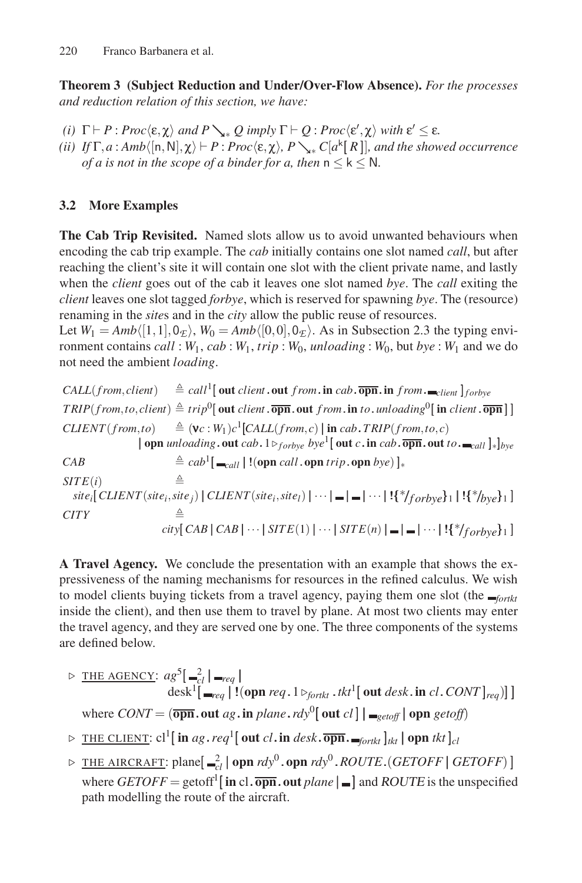**Theorem 3 (Subject Reduction and Under/Over-Flow Absence).** *For the processes and reduction relation of this section, we have:*

*(i)* $\Gamma \vdash P : Proc\langle \varepsilon, \chi \rangle$ *and* $P \searrow_* Q$ *imply* $\Gamma \vdash Q : Proc\langle \varepsilon', \chi \rangle$ *with* $\varepsilon' \leq \varepsilon$.

*(ii) If* $\Gamma, a : Amb\langle [\mathsf{n}, \mathsf{N}], \chi \rangle \vdash P : Proc\langle \varepsilon, \chi \rangle$, $P \searrow_* C[a^{\mathsf{k}}[\, R\,]]$, *and the showed occurrence of* $a$ *is not in the scope of a binder for* $a$, *then* $\mathsf{n} \leq \mathsf{k} \leq \mathsf{N}$.

### 3.2 More Examples

**The Cab Trip Revisited.** Named slots allow us to avoid unwanted behaviours when encoding the cab trip example. The *cab* initially contains one slot named *call*, but after reaching the client's site it will contain one slot with the client private name, and lastly when the *client* goes out of the cab it leaves one slot named *bye*. The *call* exiting the *client* leaves one slot tagged *forbye*, which is reserved for spawning *bye*. The (resource) renaming in the *site*s and in the *city* allow the public reuse of resources.

Let $W_1 = Amb\langle [1,1], 0_{\mathcal{E}} \rangle$, $W_0 = Amb\langle [0,0], 0_{\mathcal{E}} \rangle$. As in Subsection 2.3 the typing environment contains $call : W_1$, $cab : W_1$, $trip : W_0$, $unloading : W_0$, but $bye : W_1$ and we do not need the ambient *loading*.

$$CALL(from, client) \triangleq call^1[\,\mathbf{out}\ client\,.\,\mathbf{out}\ from\,.\,\mathbf{in}\ cab\,.\,\overline{\mathbf{opn}}\,.\,\mathbf{in}\ from\,.\,\blacksquare_{client}\,]_{forbye}$$

$$TRIP(from, to, client) \triangleq trip^0[\,\mathbf{out}\ client\,.\,\overline{\mathbf{opn}}\,.\,\mathbf{out}\ from\,.\,\mathbf{in}\ to\,.\,unloading^0[\,\mathbf{in}\ client\,.\,\overline{\mathbf{opn}}\,]\,]$$

$$CLIENT(from, to) \triangleq (\nu c : W_1)c^1[CALL(from, c) \mid \mathbf{in}\ cab\,.\,TRIP(from, to, c)$$
$$\mid \mathbf{opn}\ unloading\,.\,\mathbf{out}\ cab\,.\,1 \triangleright_{forbye} bye^1[\,\mathbf{out}\ c\,.\,\mathbf{in}\ cab\,.\,\overline{\mathbf{opn}}\,.\,\mathbf{out}\ to\,.\,\blacksquare_{call}\,]_*]_{bye}$$

$$CAB \triangleq cab^1[\,\blacksquare_{call} \mid !(\mathbf{opn}\ call\,.\,\mathbf{opn}\ trip\,.\,\mathbf{opn}\ bye)\,]_*$$

$$SITE(i) \triangleq$$
$$site_i[\,CLIENT(site_i, site_j) \mid CLIENT(site_i, site_l) \mid \cdots \mid \blacksquare \mid \blacksquare \mid \cdots \mid !\{^*/_{forbye}\}_1 \mid !\{^*/_{bye}\}_1\,]$$

$$CITY \triangleq$$
$$city[\,CAB \mid CAB \mid \cdots \mid SITE(1) \mid \cdots \mid SITE(n) \mid \blacksquare \mid \blacksquare \mid \cdots \mid !\{^*/_{forbye}\}_1\,]$$

**A Travel Agency.** We conclude the presentation with an example that shows the expressiveness of the naming mechanisms for resources in the refined calculus. We wish to model clients buying tickets from a travel agency, paying them one slot (the $\blacksquare_{fortkt}$ inside the client), and then use them to travel by plane. At most two clients may enter the travel agency, and they are served one by one. The three components of the systems are defined below.

- ▷ THE AGENCY: $ag^5[\,\blacksquare^2_{cl} \mid \blacksquare_{req} \mid$
  $\mathrm{desk}^1[\,\blacksquare_{req} \mid !(\mathbf{opn}\ req\,.\,1 \triangleright_{fortkt}\,.\,tkt^1[\,\mathbf{out}\ desk\,.\,\mathbf{in}\ cl\,.\,CONT\,]_{req})\,]\,]$
  where $CONT = (\overline{\mathbf{opn}}\,.\,\mathbf{out}\ ag\,.\,\mathbf{in}\ plane\,.\,rdy^0[\,\mathbf{out}\ cl\,] \mid \blacksquare_{getoff} \mid \mathbf{opn}\ getoff)$
- ▷ THE CLIENT: $\mathrm{cl}^1[\,\mathbf{in}\ ag\,.\,req^1[\,\mathbf{out}\ cl\,.\,\mathbf{in}\ desk\,.\,\overline{\mathbf{opn}}\,.\,\blacksquare_{fortkt}\,]_{tkt} \mid \mathbf{opn}\ tkt\,]_{cl}$
- ▷ THE AIRCRAFT: $\mathrm{plane}[\,\blacksquare^2_{cl} \mid \mathbf{opn}\ rdy^0\,.\,\mathbf{opn}\ rdy^0\,.\,ROUTE\,.(GETOFF \mid GETOFF)\,]$
  where $GETOFF = \mathrm{getoff}^1[\,\mathbf{in}\ \mathrm{cl}\,.\,\overline{\mathbf{opn}}\,.\,\mathbf{out}\ plane \mid \blacksquare\,]$ and $ROUTE$ is the unspecified path modelling the route of the aircraft.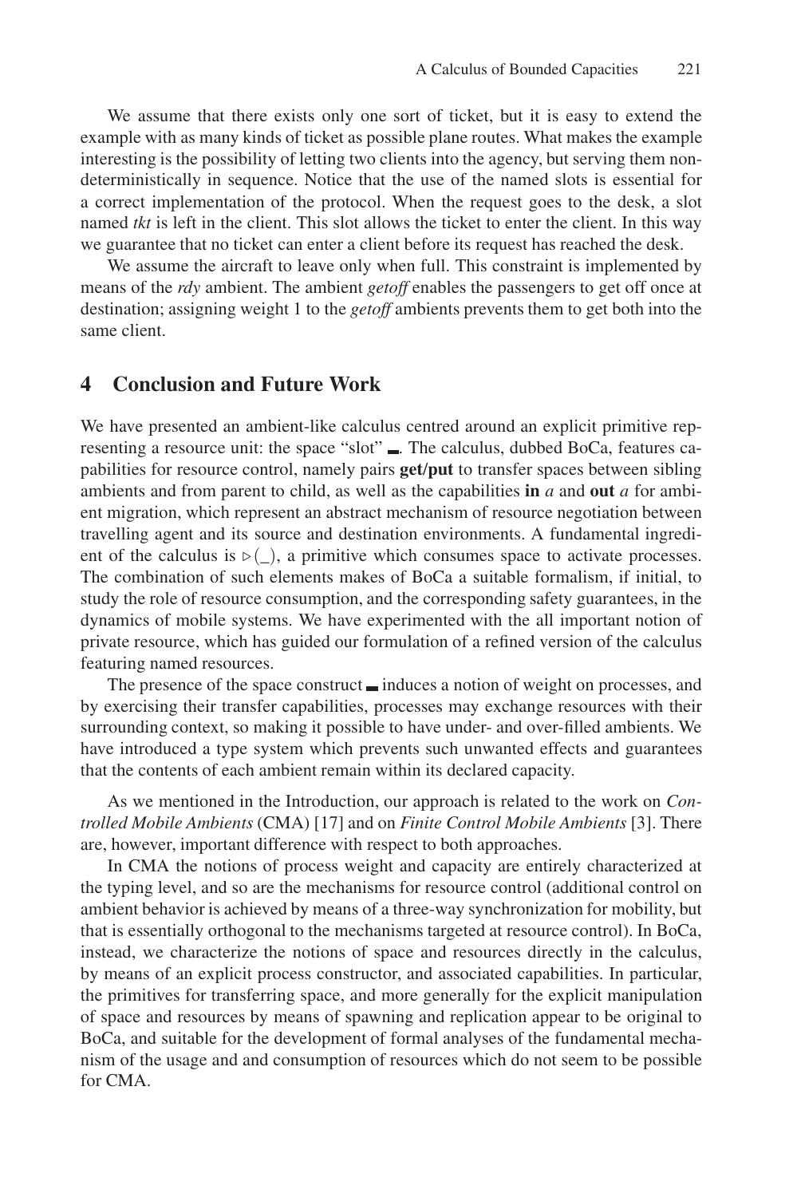We assume that there exists only one sort of ticket, but it is easy to extend the example with as many kinds of ticket as possible plane routes. What makes the example interesting is the possibility of letting two clients into the agency, but serving them non-deterministically in sequence. Notice that the use of the named slots is essential for a correct implementation of the protocol. When the request goes to the desk, a slot named *tkt* is left in the client. This slot allows the ticket to enter the client. In this way we guarantee that no ticket can enter a client before its request has reached the desk.

We assume the aircraft to leave only when full. This constraint is implemented by means of the *rdy* ambient. The ambient *getoff* enables the passengers to get off once at destination; assigning weight 1 to the *getoff* ambients prevents them to get both into the same client.

## 4 Conclusion and Future Work

We have presented an ambient-like calculus centred around an explicit primitive representing a resource unit: the space "slot" $\blacksquare$. The calculus, dubbed BoCa, features capabilities for resource control, namely pairs **get/put** to transfer spaces between sibling ambients and from parent to child, as well as the capabilities **in** $a$ and **out** $a$ for ambient migration, which represent an abstract mechanism of resource negotiation between travelling agent and its source and destination environments. A fundamental ingredient of the calculus is $\triangleright(\_)$, a primitive which consumes space to activate processes. The combination of such elements makes of BoCa a suitable formalism, if initial, to study the role of resource consumption, and the corresponding safety guarantees, in the dynamics of mobile systems. We have experimented with the all important notion of private resource, which has guided our formulation of a refined version of the calculus featuring named resources.

The presence of the space construct $\blacksquare$ induces a notion of weight on processes, and by exercising their transfer capabilities, processes may exchange resources with their surrounding context, so making it possible to have under- and over-filled ambients. We have introduced a type system which prevents such unwanted effects and guarantees that the contents of each ambient remain within its declared capacity.

As we mentioned in the Introduction, our approach is related to the work on *Controlled Mobile Ambients* (CMA) [17] and on *Finite Control Mobile Ambients* [3]. There are, however, important difference with respect to both approaches.

In CMA the notions of process weight and capacity are entirely characterized at the typing level, and so are the mechanisms for resource control (additional control on ambient behavior is achieved by means of a three-way synchronization for mobility, but that is essentially orthogonal to the mechanisms targeted at resource control). In BoCa, instead, we characterize the notions of space and resources directly in the calculus, by means of an explicit process constructor, and associated capabilities. In particular, the primitives for transferring space, and more generally for the explicit manipulation of space and resources by means of spawning and replication appear to be original to BoCa, and suitable for the development of formal analyses of the fundamental mechanism of the usage and and consumption of resources which do not seem to be possible for CMA.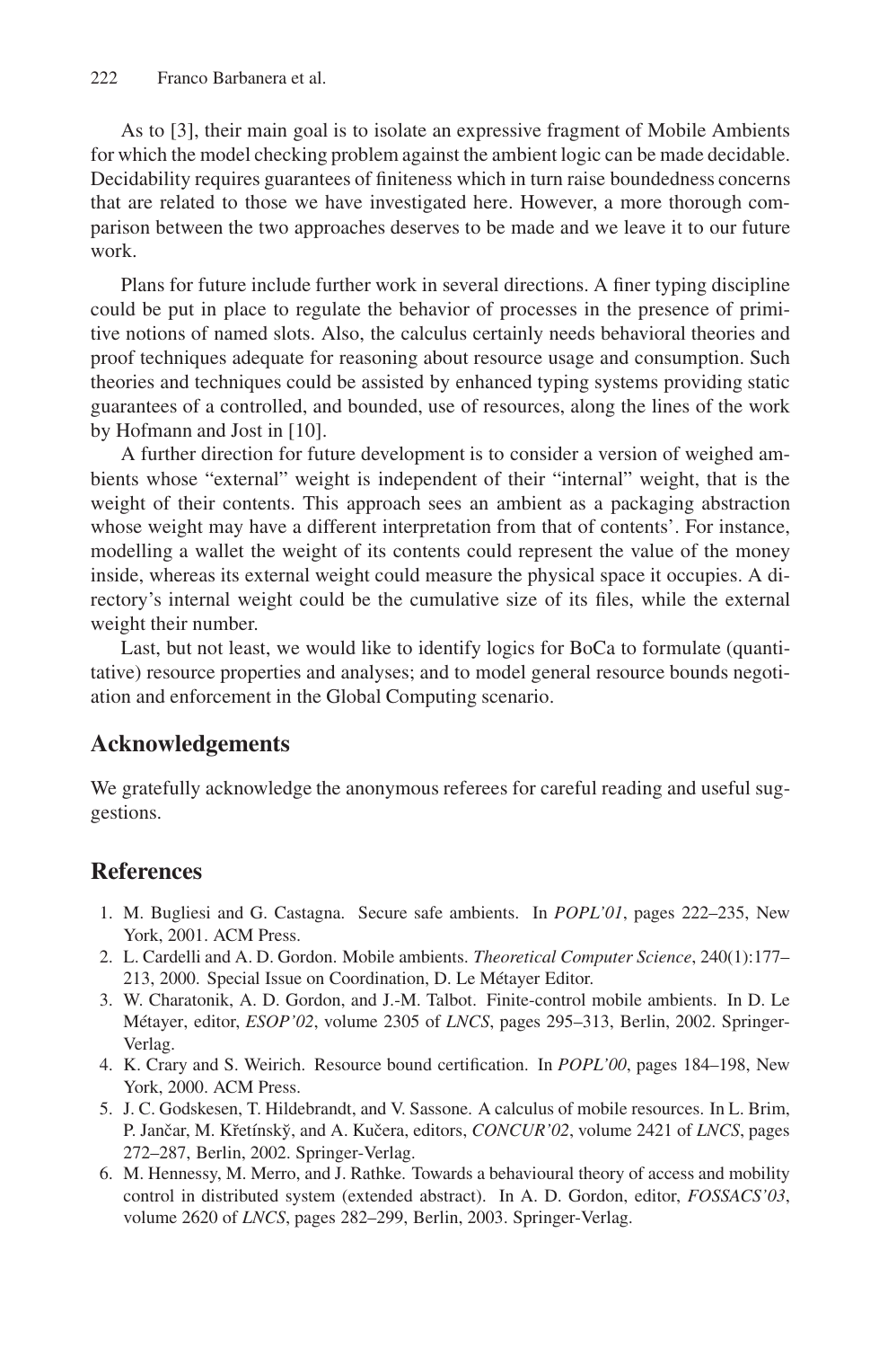As to [3], their main goal is to isolate an expressive fragment of Mobile Ambients for which the model checking problem against the ambient logic can be made decidable. Decidability requires guarantees of finiteness which in turn raise boundedness concerns that are related to those we have investigated here. However, a more thorough comparison between the two approaches deserves to be made and we leave it to our future work.

Plans for future include further work in several directions. A finer typing discipline could be put in place to regulate the behavior of processes in the presence of primitive notions of named slots. Also, the calculus certainly needs behavioral theories and proof techniques adequate for reasoning about resource usage and consumption. Such theories and techniques could be assisted by enhanced typing systems providing static guarantees of a controlled, and bounded, use of resources, along the lines of the work by Hofmann and Jost in [10].

A further direction for future development is to consider a version of weighed ambients whose "external" weight is independent of their "internal" weight, that is the weight of their contents. This approach sees an ambient as a packaging abstraction whose weight may have a different interpretation from that of contents'. For instance, modelling a wallet the weight of its contents could represent the value of the money inside, whereas its external weight could measure the physical space it occupies. A directory's internal weight could be the cumulative size of its files, while the external weight their number.

Last, but not least, we would like to identify logics for BoCa to formulate (quantitative) resource properties and analyses; and to model general resource bounds negotiation and enforcement in the Global Computing scenario.

## Acknowledgements

We gratefully acknowledge the anonymous referees for careful reading and useful suggestions.

## References

1. M. Bugliesi and G. Castagna. Secure safe ambients. In *POPL'01*, pages 222–235, New York, 2001. ACM Press.
2. L. Cardelli and A. D. Gordon. Mobile ambients. *Theoretical Computer Science*, 240(1):177–213, 2000. Special Issue on Coordination, D. Le Métayer Editor.
3. W. Charatonik, A. D. Gordon, and J.-M. Talbot. Finite-control mobile ambients. In D. Le Métayer, editor, *ESOP'02*, volume 2305 of *LNCS*, pages 295–313, Berlin, 2002. Springer-Verlag.
4. K. Crary and S. Weirich. Resource bound certification. In *POPL'00*, pages 184–198, New York, 2000. ACM Press.
5. J. C. Godskesen, T. Hildebrandt, and V. Sassone. A calculus of mobile resources. In L. Brim, P. Jančar, M. Křetínský, and A. Kučera, editors, *CONCUR'02*, volume 2421 of *LNCS*, pages 272–287, Berlin, 2002. Springer-Verlag.
6. M. Hennessy, M. Merro, and J. Rathke. Towards a behavioural theory of access and mobility control in distributed system (extended abstract). In A. D. Gordon, editor, *FOSSACS'03*, volume 2620 of *LNCS*, pages 282–299, Berlin, 2003. Springer-Verlag.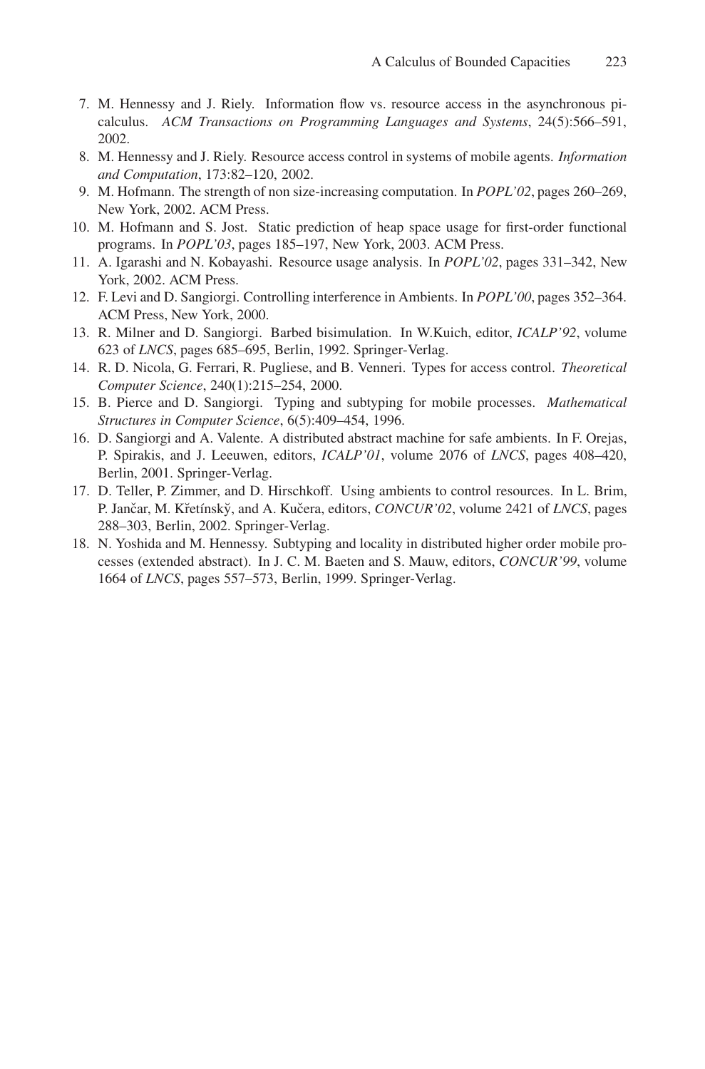7. M. Hennessy and J. Riely. Information flow vs. resource access in the asynchronous pi-calculus. *ACM Transactions on Programming Languages and Systems*, 24(5):566–591, 2002.
8. M. Hennessy and J. Riely. Resource access control in systems of mobile agents. *Information and Computation*, 173:82–120, 2002.
9. M. Hofmann. The strength of non size-increasing computation. In *POPL'02*, pages 260–269, New York, 2002. ACM Press.
10. M. Hofmann and S. Jost. Static prediction of heap space usage for first-order functional programs. In *POPL'03*, pages 185–197, New York, 2003. ACM Press.
11. A. Igarashi and N. Kobayashi. Resource usage analysis. In *POPL'02*, pages 331–342, New York, 2002. ACM Press.
12. F. Levi and D. Sangiorgi. Controlling interference in Ambients. In *POPL'00*, pages 352–364. ACM Press, New York, 2000.
13. R. Milner and D. Sangiorgi. Barbed bisimulation. In W.Kuich, editor, *ICALP'92*, volume 623 of *LNCS*, pages 685–695, Berlin, 1992. Springer-Verlag.
14. R. D. Nicola, G. Ferrari, R. Pugliese, and B. Venneri. Types for access control. *Theoretical Computer Science*, 240(1):215–254, 2000.
15. B. Pierce and D. Sangiorgi. Typing and subtyping for mobile processes. *Mathematical Structures in Computer Science*, 6(5):409–454, 1996.
16. D. Sangiorgi and A. Valente. A distributed abstract machine for safe ambients. In F. Orejas, P. Spirakis, and J. Leeuwen, editors, *ICALP'01*, volume 2076 of *LNCS*, pages 408–420, Berlin, 2001. Springer-Verlag.
17. D. Teller, P. Zimmer, and D. Hirschkoff. Using ambients to control resources. In L. Brim, P. Jančar, M. Křetínský, and A. Kučera, editors, *CONCUR'02*, volume 2421 of *LNCS*, pages 288–303, Berlin, 2002. Springer-Verlag.
18. N. Yoshida and M. Hennessy. Subtyping and locality in distributed higher order mobile processes (extended abstract). In J. C. M. Baeten and S. Mauw, editors, *CONCUR'99*, volume 1664 of *LNCS*, pages 557–573, Berlin, 1999. Springer-Verlag.